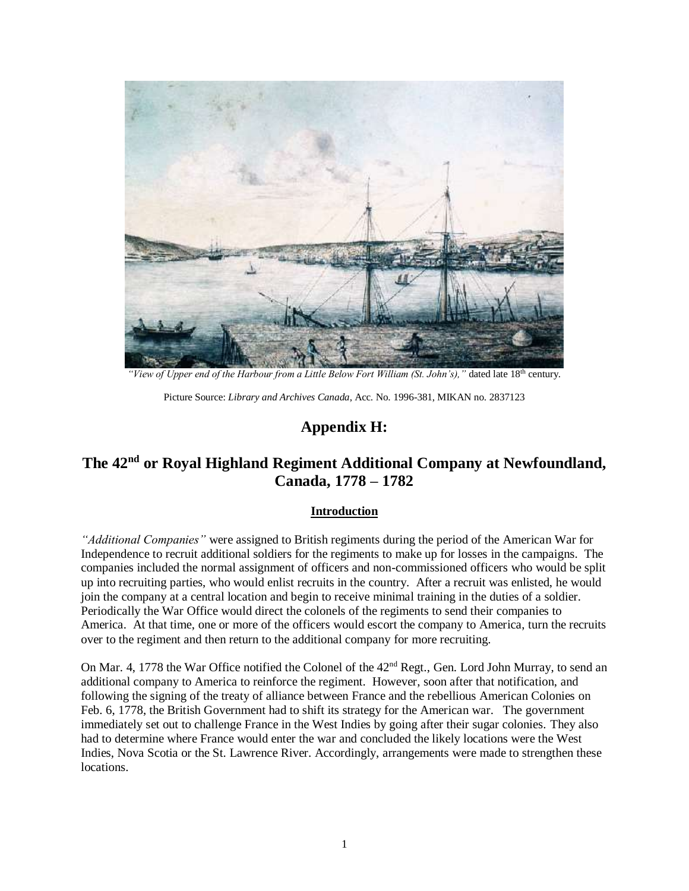*"View of Upper end of the Harbour from a Little Below Fort William (St. John's),"* dated late 18th century.

Picture Source: *Library and Archives Canada*, Acc. No. 1996-381, MIKAN no. 2837123

# Appendix H:

# The 42nd or Royal Highland Regiment Additional Company at Newfoundland, Canada, 1778 – 1782

## Introduction

*"Additional Companies"* were assigned to British regiments during the period of the American War for Independence to recruit additional soldiers for the regiments to make up for losses in the campaigns. The companies included the normal assignment of officers and non-commissioned officers who would be split up into recruiting parties, who would enlist recruits in the country. After a recruit was enlisted, he would join the company at a central location and begin to receive minimal training in the duties of a soldier. Periodically the War Office would direct the colonels of the regiments to send their companies to America. At that time, one or more of the officers would escort the company to America, turn the recruits over to the regiment and then return to the additional company for more recruiting.

On Mar. 4, 1778 the War Office notified the Colonel of the 42nd Regt., Gen. Lord John Murray, to send an additional company to America to reinforce the regiment. However, soon after that notification, and following the signing of the treaty of alliance between France and the rebellious American Colonies on Feb. 6, 1778, the British Government had to shift its strategy for the American war. The government immediately set out to challenge France in the West Indies by going after their sugar colonies. They also had to determine where France would enter the war and concluded the likely locations were the West Indies, Nova Scotia or the St. Lawrence River. Accordingly, arrangements were made to strengthen these locations.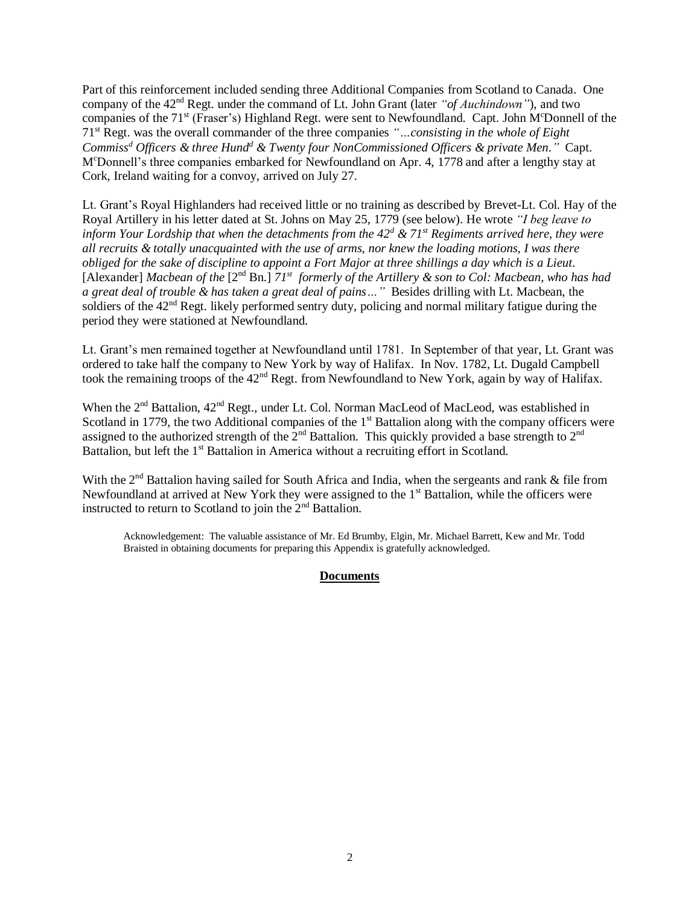Part of this reinforcement included sending three Additional Companies from Scotland to Canada. One company of the 42nd Regt. under the command of Lt. John Grant (later *"of Auchindown"*), and two companies of the 71st (Fraser's) Highland Regt. were sent to Newfoundland. Capt. John McDonnell of the 71st Regt. was the overall commander of the three companies *"…consisting in the whole of Eight Commissd Officers & three Hundd & Twenty four NonCommissioned Officers & private Men."* Capt. McDonnell's three companies embarked for Newfoundland on Apr. 4, 1778 and after a lengthy stay at Cork, Ireland waiting for a convoy, arrived on July 27.

Lt. Grant's Royal Highlanders had received little or no training as described by Brevet-Lt. Col. Hay of the Royal Artillery in his letter dated at St. Johns on May 25, 1779 (see below). He wrote *"I beg leave to inform Your Lordship that when the detachments from the 42d & 71st Regiments arrived here, they were all recruits & totally unacquainted with the use of arms, nor knew the loading motions, I was there obliged for the sake of discipline to appoint a Fort Major at three shillings a day which is a Lieut.* [Alexander] *Macbean of the* [2nd Bn.] *71st formerly of the Artillery & son to Col: Macbean, who has had a great deal of trouble & has taken a great deal of pains…"* Besides drilling with Lt. Macbean, the soldiers of the 42nd Regt. likely performed sentry duty, policing and normal military fatigue during the period they were stationed at Newfoundland.

Lt. Grant's men remained together at Newfoundland until 1781. In September of that year, Lt. Grant was ordered to take half the company to New York by way of Halifax. In Nov. 1782, Lt. Dugald Campbell took the remaining troops of the 42nd Regt. from Newfoundland to New York, again by way of Halifax.

When the 2nd Battalion, 42nd Regt., under Lt. Col. Norman MacLeod of MacLeod, was established in Scotland in 1779, the two Additional companies of the 1st Battalion along with the company officers were assigned to the authorized strength of the 2nd Battalion. This quickly provided a base strength to 2nd Battalion, but left the 1st Battalion in America without a recruiting effort in Scotland.

With the 2nd Battalion having sailed for South Africa and India, when the sergeants and rank & file from Newfoundland at arrived at New York they were assigned to the 1st Battalion, while the officers were instructed to return to Scotland to join the 2nd Battalion.

Acknowledgement: The valuable assistance of Mr. Ed Brumby, Elgin, Mr. Michael Barrett, Kew and Mr. Todd Braisted in obtaining documents for preparing this Appendix is gratefully acknowledged.

## **Documents**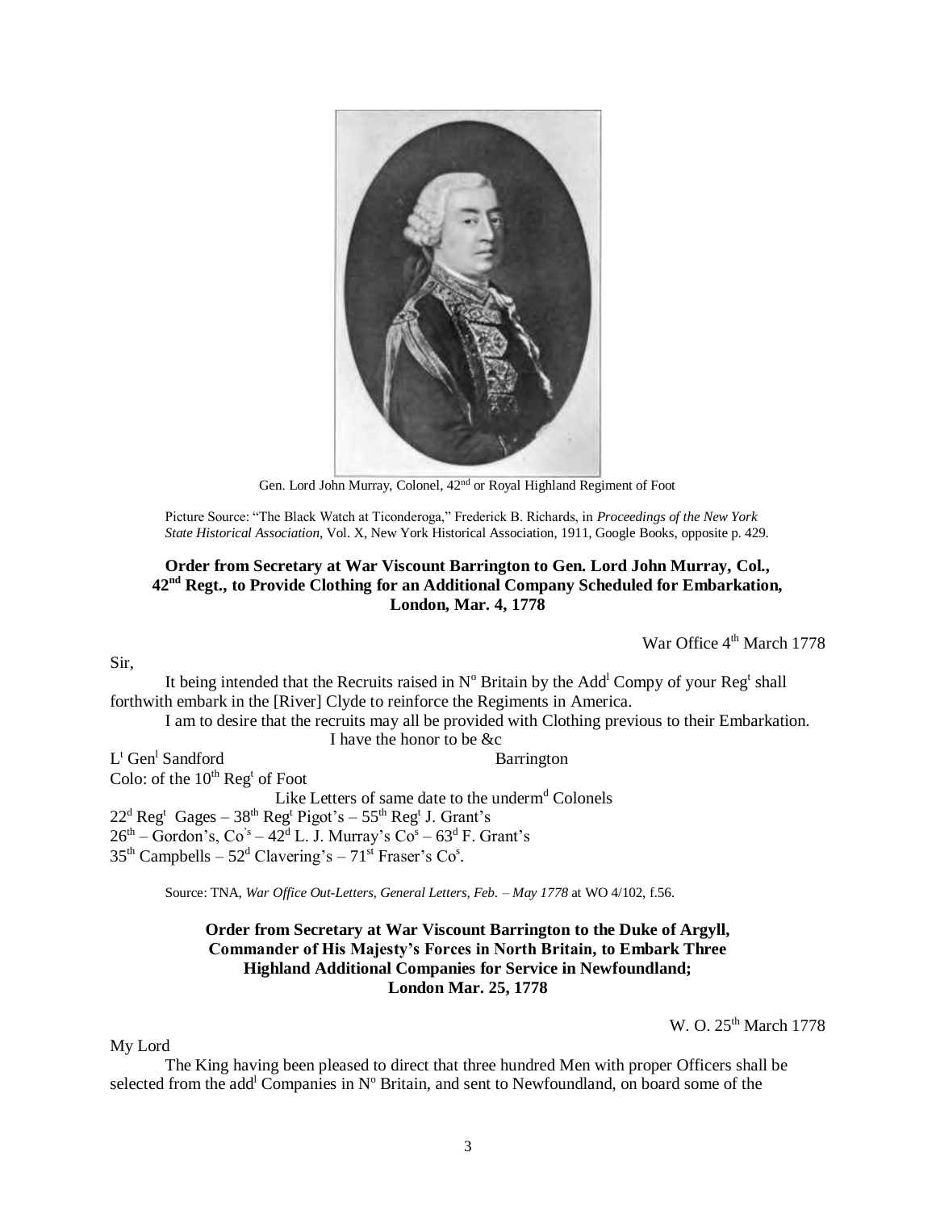Gen. Lord John Murray, Colonel, 42nd or Royal Highland Regiment of Foot

Picture Source: "The Black Watch at Ticonderoga," Frederick B. Richards, in *Proceedings of the New York State Historical Association*, Vol. X, New York Historical Association, 1911, Google Books, opposite p. 429.

**Order from Secretary at War Viscount Barrington to Gen. Lord John Murray, Col., 42nd Regt., to Provide Clothing for an Additional Company Scheduled for Embarkation, London, Mar. 4, 1778**

War Office 4th March 1778

Sir,

It being intended that the Recruits raised in No Britain by the Addl Compy of your Regt shall forthwith embark in the [River] Clyde to reinforce the Regiments in America.

I am to desire that the recruits may all be provided with Clothing previous to their Embarkation.

I have the honor to be &c

Lt Genl Sandford Barrington

Colo: of the 10th Regt of Foot

Like Letters of same date to the underm<sup>d</sup> Colonels

22d Regt Gages – 38th Regt Pigot's – 55th Regt J. Grant's

26th – Gordon's, Co's – 42d L. J. Murray's Cos – 63d F. Grant's

35th Campbells – 52d Clavering's – 71st Fraser's Cos.

Source: TNA, *War Office Out-Letters, General Letters, Feb. – May 1778* at WO 4/102, f.56.

**Order from Secretary at War Viscount Barrington to the Duke of Argyll, Commander of His Majesty's Forces in North Britain, to Embark Three Highland Additional Companies for Service in Newfoundland; London Mar. 25, 1778**

W. O. 25th March 1778

My Lord

The King having been pleased to direct that three hundred Men with proper Officers shall be selected from the addl Companies in No Britain, and sent to Newfoundland, on board some of the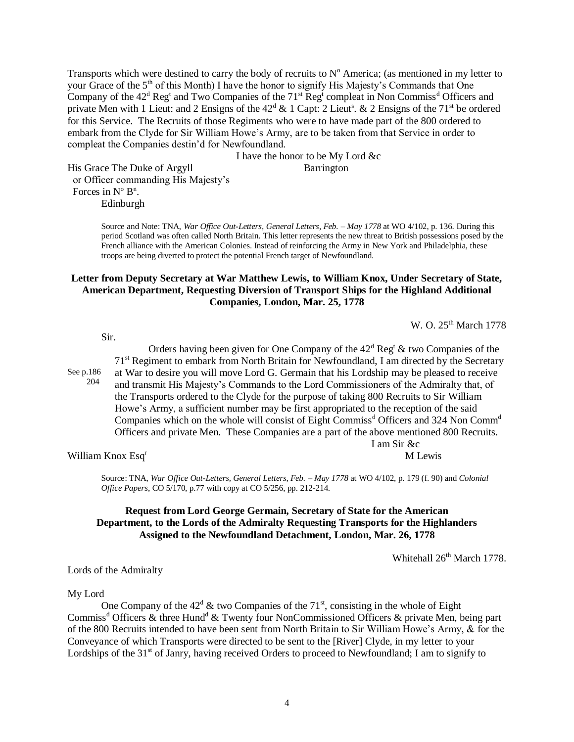Transports which were destined to carry the body of recruits to N[o] America; (as mentioned in my letter to your Grace of the 5[th] of this Month) I have the honor to signify His Majesty's Commands that One Company of the 42[d] Reg[t] and Two Companies of the 71[st] Reg[t] compleat in Non Commiss[d] Officers and private Men with 1 Lieut: and 2 Ensigns of the 42[d] & 1 Capt: 2 Lieut[s]. & 2 Ensigns of the 71[st] be ordered for this Service. The Recruits of those Regiments who were to have made part of the 800 ordered to embark from the Clyde for Sir William Howe's Army, are to be taken from that Service in order to compleat the Companies destin'd for Newfoundland.

I have the honor to be My Lord &c
Barrington

His Grace The Duke of Argyll
or Officer commanding His Majesty's
Forces in N[o] B[n].
Edinburgh

> Source and Note: TNA, *War Office Out-Letters, General Letters, Feb. – May 1778* at WO 4/102, p. 136. During this period Scotland was often called North Britain. This letter represents the new threat to British possessions posed by the French alliance with the American Colonies. Instead of reinforcing the Army in New York and Philadelphia, these troops are being diverted to protect the potential French target of Newfoundland.

### Letter from Deputy Secretary at War Matthew Lewis, to William Knox, Under Secretary of State, American Department, Requesting Diversion of Transport Ships for the Highland Additional Companies, London, Mar. 25, 1778

W. O. 25[th] March 1778

Sir.

See p.186 204

Orders having been given for One Company of the 42[d] Reg[t] & two Companies of the 71[st] Regiment to embark from North Britain for Newfoundland, I am directed by the Secretary at War to desire you will move Lord G. Germain that his Lordship may be pleased to receive and transmit His Majesty's Commands to the Lord Commissioners of the Admiralty that, of the Transports ordered to the Clyde for the purpose of taking 800 Recruits to Sir William Howe's Army, a sufficient number may be first appropriated to the reception of the said Companies which on the whole will consist of Eight Commiss[d] Officers and 324 Non Comm[d] Officers and private Men. These Companies are a part of the above mentioned 800 Recruits.

I am Sir &c
M Lewis

William Knox Esq[r]

> Source: TNA, *War Office Out-Letters, General Letters, Feb. – May 1778* at WO 4/102, p. 179 (f. 90) and *Colonial Office Papers*, CO 5/170, p.77 with copy at CO 5/256, pp. 212-214.

### Request from Lord George Germain, Secretary of State for the American Department, to the Lords of the Admiralty Requesting Transports for the Highlanders Assigned to the Newfoundland Detachment, London, Mar. 26, 1778

Whitehall 26[th] March 1778.

Lords of the Admiralty

My Lord

One Company of the 42[d] & two Companies of the 71[st], consisting in the whole of Eight Commiss[d] Officers & three Hund[d] & Twenty four NonCommissioned Officers & private Men, being part of the 800 Recruits intended to have been sent from North Britain to Sir William Howe's Army, & for the Conveyance of which Transports were directed to be sent to the [River] Clyde, in my letter to your Lordships of the 31[st] of Janry, having received Orders to proceed to Newfoundland; I am to signify to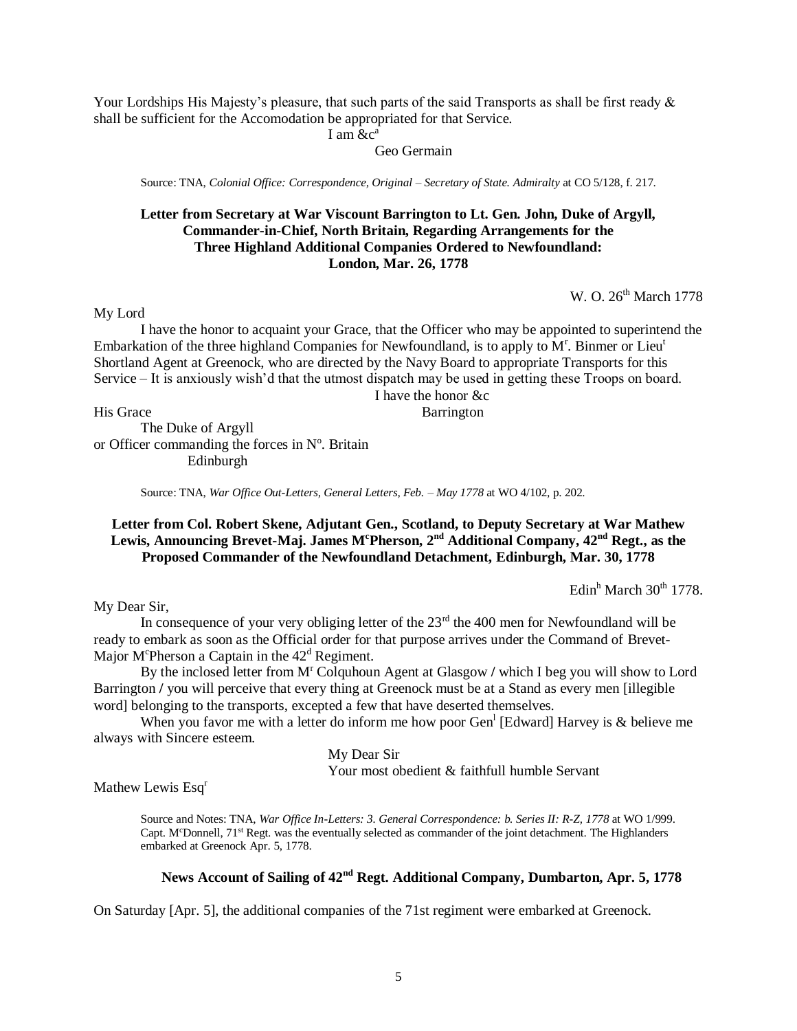Your Lordships His Majesty's pleasure, that such parts of the said Transports as shall be first ready & shall be sufficient for the Accomodation be appropriated for that Service.

I am &c[a]

Geo Germain

Source: TNA, *Colonial Office: Correspondence, Original – Secretary of State. Admiralty* at CO 5/128, f. 217.

**Letter from Secretary at War Viscount Barrington to Lt. Gen. John, Duke of Argyll, Commander-in-Chief, North Britain, Regarding Arrangements for the Three Highland Additional Companies Ordered to Newfoundland: London, Mar. 26, 1778**

W. O. 26[th] March 1778

My Lord

I have the honor to acquaint your Grace, that the Officer who may be appointed to superintend the Embarkation of the three highland Companies for Newfoundland, is to apply to M[r]. Binmer or Lieu[t] Shortland Agent at Greenock, who are directed by the Navy Board to appropriate Transports for this Service – It is anxiously wish'd that the utmost dispatch may be used in getting these Troops on board.

I have the honor &c

His Grace Barrington

The Duke of Argyll
or Officer commanding the forces in N[o]. Britain
Edinburgh

Source: TNA, *War Office Out-Letters, General Letters, Feb. – May 1778* at WO 4/102, p. 202.

**Letter from Col. Robert Skene, Adjutant Gen., Scotland, to Deputy Secretary at War Mathew Lewis, Announcing Brevet-Maj. James M[c]Pherson, 2[nd] Additional Company, 42[nd] Regt., as the Proposed Commander of the Newfoundland Detachment, Edinburgh, Mar. 30, 1778**

Edin[h] March 30[th] 1778.

My Dear Sir,

In consequence of your very obliging letter of the 23[rd] the 400 men for Newfoundland will be ready to embark as soon as the Official order for that purpose arrives under the Command of Brevet-Major M[c]Pherson a Captain in the 42[d] Regiment.

By the inclosed letter from M[r] Colquhoun Agent at Glasgow / which I beg you will show to Lord Barrington / you will perceive that every thing at Greenock must be at a Stand as every men [illegible word] belonging to the transports, excepted a few that have deserted themselves.

When you favor me with a letter do inform me how poor Gen[l] [Edward] Harvey is & believe me always with Sincere esteem.

My Dear Sir
Your most obedient & faithfull humble Servant

Mathew Lewis Esq[r]

Source and Notes: TNA, *War Office In-Letters: 3. General Correspondence: b. Series II: R-Z, 1778* at WO 1/999. Capt. M[c]Donnell, 71[st] Regt. was the eventually selected as commander of the joint detachment. The Highlanders embarked at Greenock Apr. 5, 1778.

**News Account of Sailing of 42[nd] Regt. Additional Company, Dumbarton, Apr. 5, 1778**

On Saturday [Apr. 5], the additional companies of the 71st regiment were embarked at Greenock.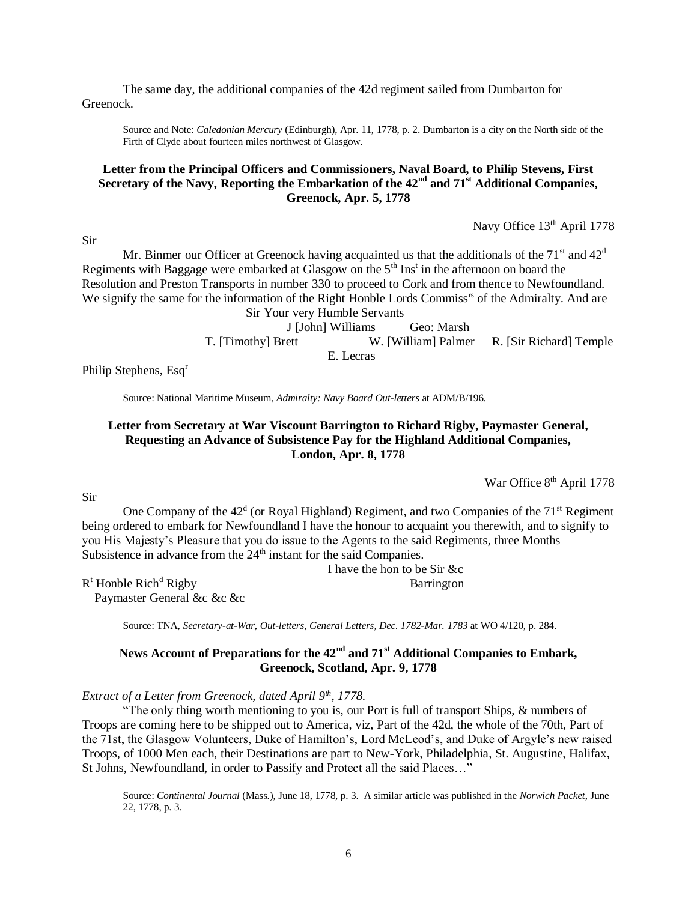The same day, the additional companies of the 42d regiment sailed from Dumbarton for Greenock.

> Source and Note: *Caledonian Mercury* (Edinburgh), Apr. 11, 1778, p. 2. Dumbarton is a city on the North side of the Firth of Clyde about fourteen miles northwest of Glasgow.

### Letter from the Principal Officers and Commissioners, Naval Board, to Philip Stevens, First Secretary of the Navy, Reporting the Embarkation of the 42nd and 71st Additional Companies, Greenock, Apr. 5, 1778

Navy Office 13th April 1778

Sir

Mr. Binmer our Officer at Greenock having acquainted us that the additionals of the 71st and 42d Regiments with Baggage were embarked at Glasgow on the 5th Inst in the afternoon on board the Resolution and Preston Transports in number 330 to proceed to Cork and from thence to Newfoundland. We signify the same for the information of the Right Honble Lords Commissrs of the Admiralty. And are

Sir Your very Humble Servants

J [John] Williams Geo: Marsh
T. [Timothy] Brett W. [William] Palmer R. [Sir Richard] Temple
E. Lecras

Philip Stephens, Esqr

> Source: National Maritime Museum, *Admiralty: Navy Board Out-letters* at ADM/B/196.

### Letter from Secretary at War Viscount Barrington to Richard Rigby, Paymaster General, Requesting an Advance of Subsistence Pay for the Highland Additional Companies, London, Apr. 8, 1778

War Office 8th April 1778

Sir

One Company of the 42d (or Royal Highland) Regiment, and two Companies of the 71st Regiment being ordered to embark for Newfoundland I have the honour to acquaint you therewith, and to signify to you His Majesty's Pleasure that you do issue to the Agents to the said Regiments, three Months Subsistence in advance from the 24th instant for the said Companies.

I have the hon to be Sir &c

Rt Honble Richd Rigby Barrington
Paymaster General &c &c &c

> Source: TNA, *Secretary-at-War, Out-letters, General Letters, Dec. 1782-Mar. 1783* at WO 4/120, p. 284.

### News Account of Preparations for the 42nd and 71st Additional Companies to Embark, Greenock, Scotland, Apr. 9, 1778

*Extract of a Letter from Greenock, dated April 9th, 1778.*

"The only thing worth mentioning to you is, our Port is full of transport Ships, & numbers of Troops are coming here to be shipped out to America, viz, Part of the 42d, the whole of the 70th, Part of the 71st, the Glasgow Volunteers, Duke of Hamilton's, Lord McLeod's, and Duke of Argyle's new raised Troops, of 1000 Men each, their Destinations are part to New-York, Philadelphia, St. Augustine, Halifax, St Johns, Newfoundland, in order to Passify and Protect all the said Places…"

> Source: *Continental Journal* (Mass.), June 18, 1778, p. 3. A similar article was published in the *Norwich Packet*, June 22, 1778, p. 3.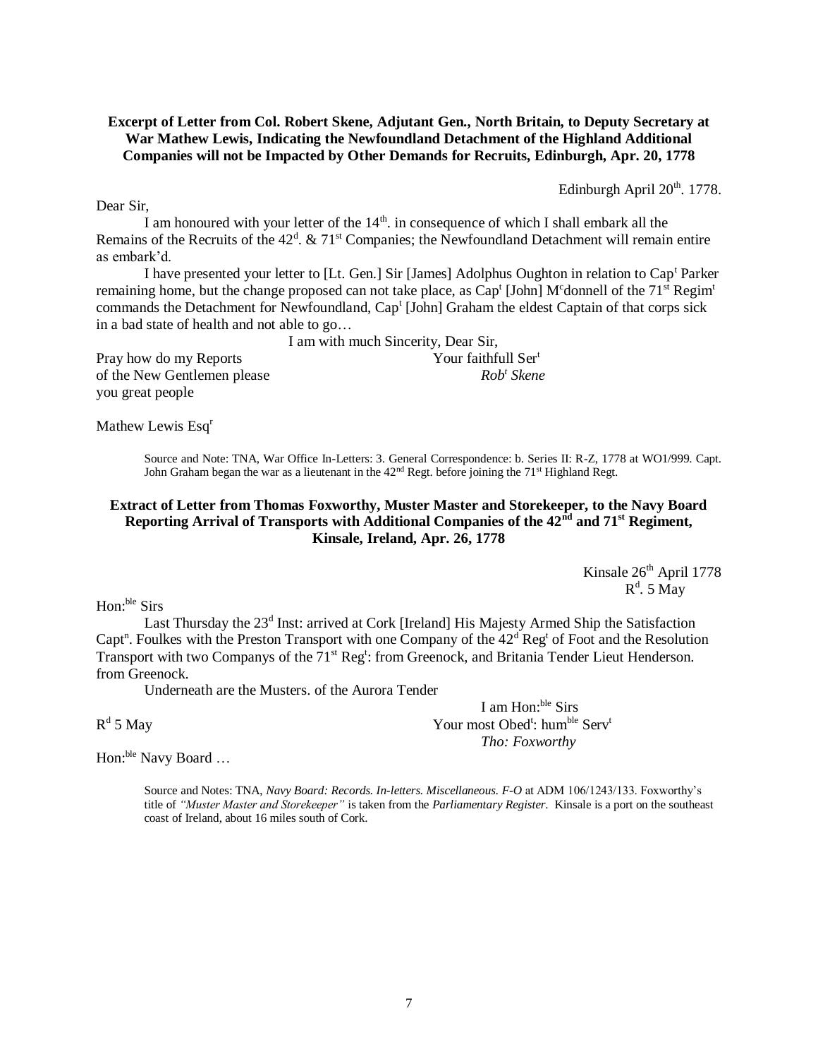**Excerpt of Letter from Col. Robert Skene, Adjutant Gen., North Britain, to Deputy Secretary at War Mathew Lewis, Indicating the Newfoundland Detachment of the Highland Additional Companies will not be Impacted by Other Demands for Recruits, Edinburgh, Apr. 20, 1778**

Edinburgh April 20th. 1778.

Dear Sir,

I am honoured with your letter of the 14th. in consequence of which I shall embark all the Remains of the Recruits of the 42d. & 71st Companies; the Newfoundland Detachment will remain entire as embark'd.

I have presented your letter to [Lt. Gen.] Sir [James] Adolphus Oughton in relation to Capt Parker remaining home, but the change proposed can not take place, as Capt [John] Mcdonnell of the 71st Regimt commands the Detachment for Newfoundland, Capt [John] Graham the eldest Captain of that corps sick in a bad state of health and not able to go…

I am with much Sincerity, Dear Sir,
Your faithfull Sert
*Robt Skene*

Pray how do my Reports of the New Gentlemen please you great people

Mathew Lewis Esqr

Source and Note: TNA, War Office In-Letters: 3. General Correspondence: b. Series II: R-Z, 1778 at WO1/999. Capt. John Graham began the war as a lieutenant in the 42nd Regt. before joining the 71st Highland Regt.

**Extract of Letter from Thomas Foxworthy, Muster Master and Storekeeper, to the Navy Board Reporting Arrival of Transports with Additional Companies of the 42nd and 71st Regiment, Kinsale, Ireland, Apr. 26, 1778**

Kinsale 26th April 1778
Rd. 5 May

Hon:ble Sirs

Last Thursday the 23d Inst: arrived at Cork [Ireland] His Majesty Armed Ship the Satisfaction Captn. Foulkes with the Preston Transport with one Company of the 42d Regt of Foot and the Resolution Transport with two Companys of the 71st Regt: from Greenock, and Britania Tender Lieut Henderson. from Greenock.

Underneath are the Musters. of the Aurora Tender

Rd 5 May

I am Hon:ble Sirs
Your most Obedt: humble Servt
*Tho: Foxworthy*

Hon:ble Navy Board …

Source and Notes: TNA, *Navy Board: Records. In-letters. Miscellaneous. F-O* at ADM 106/1243/133. Foxworthy's title of *"Muster Master and Storekeeper"* is taken from the *Parliamentary Register*. Kinsale is a port on the southeast coast of Ireland, about 16 miles south of Cork.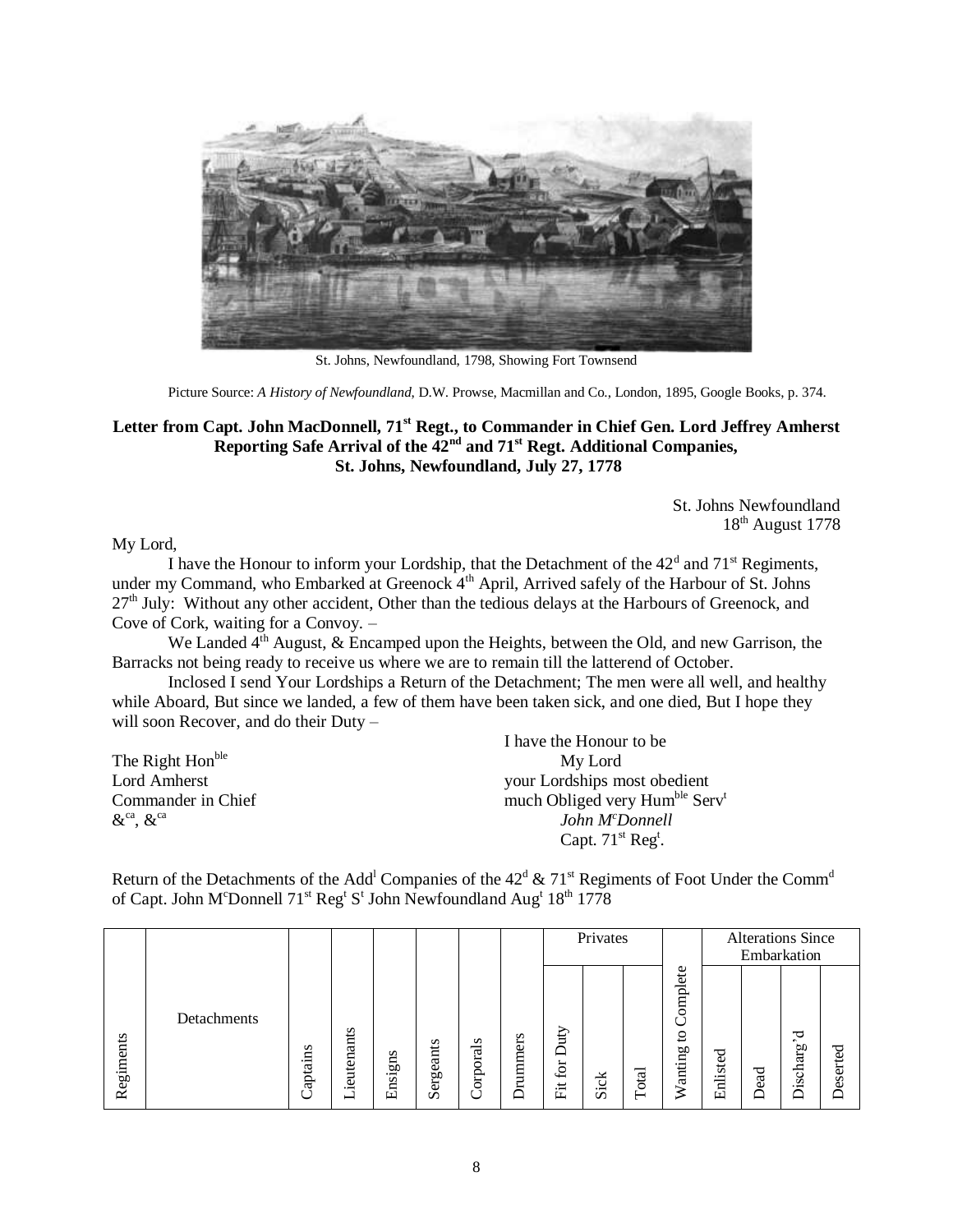St. Johns, Newfoundland, 1798, Showing Fort Townsend

Picture Source: *A History of Newfoundland,* D.W. Prowse, Macmillan and Co., London, 1895, Google Books, p. 374.

**Letter from Capt. John MacDonnell, 71st Regt., to Commander in Chief Gen. Lord Jeffrey Amherst Reporting Safe Arrival of the 42nd and 71st Regt. Additional Companies, St. Johns, Newfoundland, July 27, 1778**

St. Johns Newfoundland
18th August 1778

My Lord,

I have the Honour to inform your Lordship, that the Detachment of the 42d and 71st Regiments, under my Command, who Embarked at Greenock 4th April, Arrived safely of the Harbour of St. Johns 27th July: Without any other accident, Other than the tedious delays at the Harbours of Greenock, and Cove of Cork, waiting for a Convoy. –

We Landed 4th August, & Encamped upon the Heights, between the Old, and new Garrison, the Barracks not being ready to receive us where we are to remain till the latterend of October.

Inclosed I send Your Lordships a Return of the Detachment; The men were all well, and healthy while Aboard, But since we landed, a few of them have been taken sick, and one died, But I hope they will soon Recover, and do their Duty –

I have the Honour to be
My Lord
your Lordships most obedient
much Obliged very Humble Servt
*John McDonnell*
Capt. 71st Regt.

The Right Honble
Lord Amherst
Commander in Chief
&ca, &ca

Return of the Detachments of the Addl Companies of the 42d & 71st Regiments of Foot Under the Commd of Capt. John McDonnell 71st Regt St John Newfoundland Augt 18th 1778

| Regiments | Detachments | Captains | Lieutenants | Ensigns | Sergeants | Corporals | Drummers | Privates | | | Wanting to Complete | Alterations Since Embarkation | | | |
|---|---|---|---|---|---|---|---|---|---|---|---|---|---|---|---|
| | | | | | | | | Fit for Duty | Sick | Total | | Enlisted | Dead | Discharg'd | Deserted |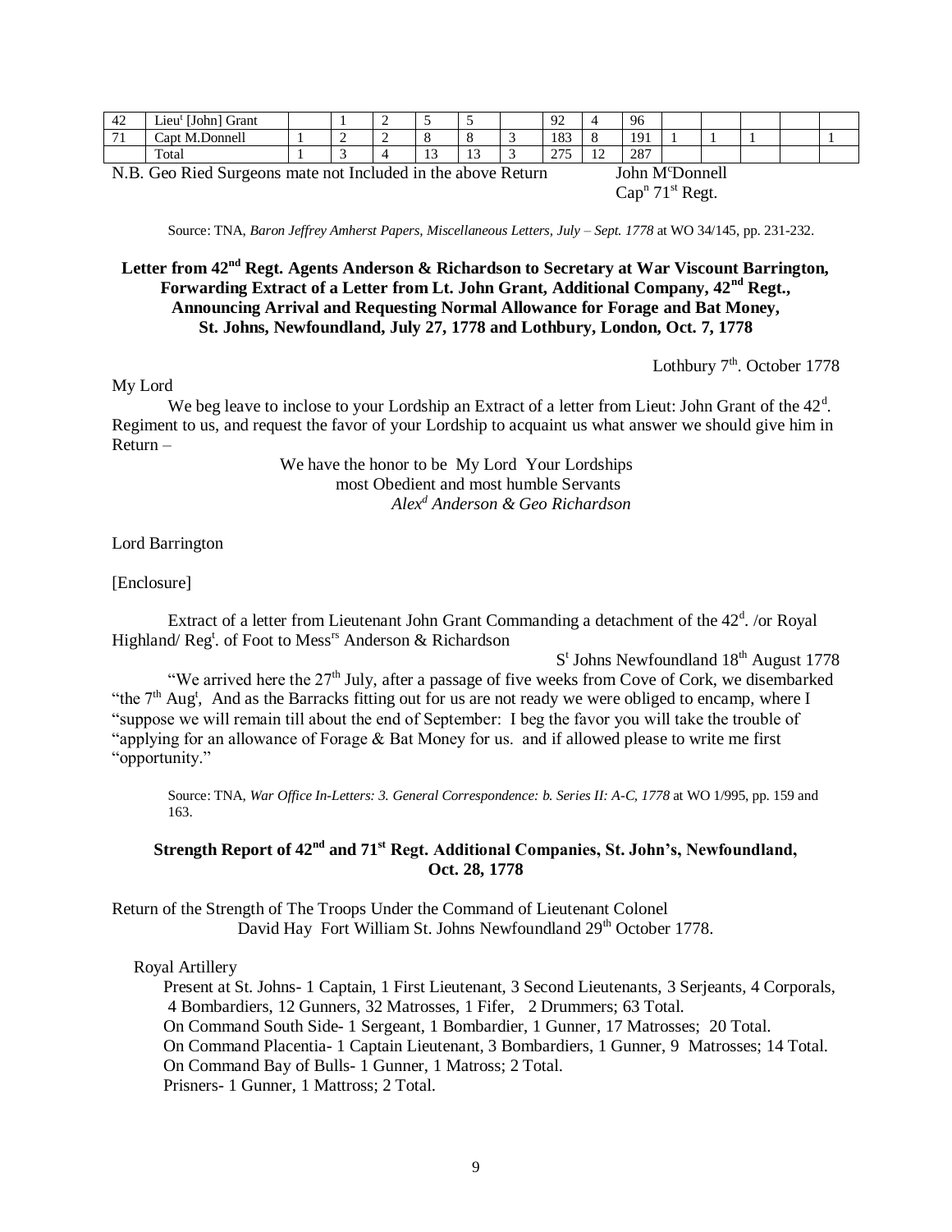| 42 | Lieu[t] [John] Grant |  | 1 | 2 | 5 | 5 |  | 92 | 4 | 96 |  |  |  |  |  |
|---|---|---|---|---|---|---|---|---|---|---|---|---|---|---|---|
| 71 | Capt M.Donnell | 1 | 2 | 2 | 8 | 8 | 3 | 183 | 8 | 191 | 1 | 1 | 1 |  | 1 |
|  | Total | 1 | 3 | 4 | 13 | 13 | 3 | 275 | 12 | 287 |  |  |  |  |  |

N.B. Geo Ried Surgeons mate not Included in the above Return

John M[c]Donnell
Cap[n] 71[st] Regt.

Source: TNA, *Baron Jeffrey Amherst Papers, Miscellaneous Letters, July – Sept. 1778* at WO 34/145, pp. 231-232.

### Letter from 42[nd] Regt. Agents Anderson & Richardson to Secretary at War Viscount Barrington, Forwarding Extract of a Letter from Lt. John Grant, Additional Company, 42[nd] Regt., Announcing Arrival and Requesting Normal Allowance for Forage and Bat Money, St. Johns, Newfoundland, July 27, 1778 and Lothbury, London, Oct. 7, 1778

Lothbury 7[th]. October 1778

My Lord

We beg leave to inclose to your Lordship an Extract of a letter from Lieut: John Grant of the 42[d]. Regiment to us, and request the favor of your Lordship to acquaint us what answer we should give him in Return –

We have the honor to be My Lord Your Lordships
most Obedient and most humble Servants
*Alex[d] Anderson & Geo Richardson*

Lord Barrington

[Enclosure]

Extract of a letter from Lieutenant John Grant Commanding a detachment of the 42[d]. /or Royal Highland/ Reg[t]. of Foot to Mess[rs] Anderson & Richardson

S[t] Johns Newfoundland 18[th] August 1778

"We arrived here the 27[th] July, after a passage of five weeks from Cove of Cork, we disembarked "the 7[th] Aug[t], And as the Barracks fitting out for us are not ready we were obliged to encamp, where I "suppose we will remain till about the end of September: I beg the favor you will take the trouble of "applying for an allowance of Forage & Bat Money for us. and if allowed please to write me first "opportunity."

Source: TNA, *War Office In-Letters: 3. General Correspondence: b. Series II: A-C, 1778* at WO 1/995, pp. 159 and 163.

### Strength Report of 42[nd] and 71[st] Regt. Additional Companies, St. John's, Newfoundland, Oct. 28, 1778

Return of the Strength of The Troops Under the Command of Lieutenant Colonel
David Hay Fort William St. Johns Newfoundland 29[th] October 1778.

Royal Artillery

Present at St. Johns- 1 Captain, 1 First Lieutenant, 3 Second Lieutenants, 3 Serjeants, 4 Corporals, 4 Bombardiers, 12 Gunners, 32 Matrosses, 1 Fifer, 2 Drummers; 63 Total.
On Command South Side- 1 Sergeant, 1 Bombardier, 1 Gunner, 17 Matrosses; 20 Total.
On Command Placentia- 1 Captain Lieutenant, 3 Bombardiers, 1 Gunner, 9 Matrosses; 14 Total.
On Command Bay of Bulls- 1 Gunner, 1 Matross; 2 Total.
Prisners- 1 Gunner, 1 Mattross; 2 Total.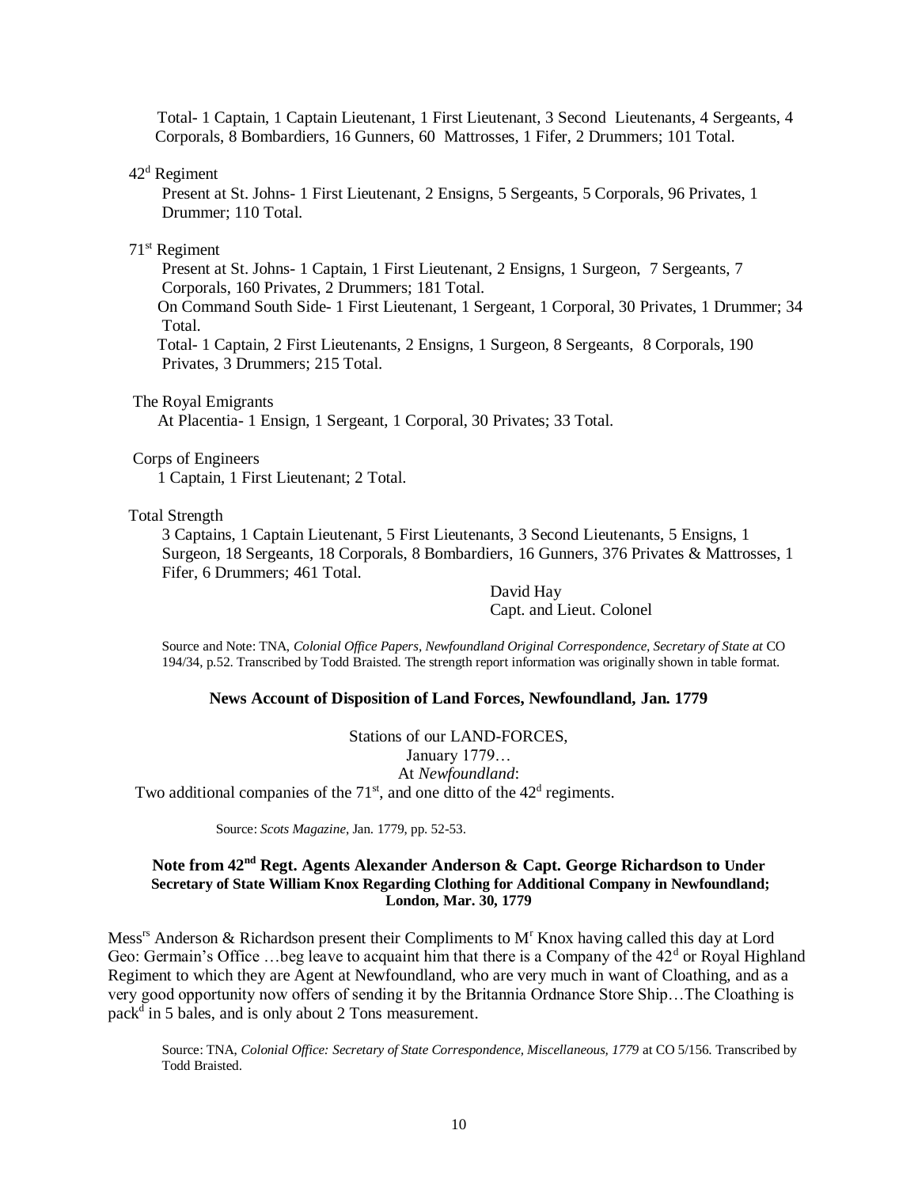Total- 1 Captain, 1 Captain Lieutenant, 1 First Lieutenant, 3 Second Lieutenants, 4 Sergeants, 4 Corporals, 8 Bombardiers, 16 Gunners, 60 Mattrosses, 1 Fifer, 2 Drummers; 101 Total.

42[d] Regiment

Present at St. Johns- 1 First Lieutenant, 2 Ensigns, 5 Sergeants, 5 Corporals, 96 Privates, 1 Drummer; 110 Total.

71[st] Regiment

Present at St. Johns- 1 Captain, 1 First Lieutenant, 2 Ensigns, 1 Surgeon, 7 Sergeants, 7 Corporals, 160 Privates, 2 Drummers; 181 Total.

On Command South Side- 1 First Lieutenant, 1 Sergeant, 1 Corporal, 30 Privates, 1 Drummer; 34 Total.

Total- 1 Captain, 2 First Lieutenants, 2 Ensigns, 1 Surgeon, 8 Sergeants, 8 Corporals, 190 Privates, 3 Drummers; 215 Total.

The Royal Emigrants

At Placentia- 1 Ensign, 1 Sergeant, 1 Corporal, 30 Privates; 33 Total.

Corps of Engineers

1 Captain, 1 First Lieutenant; 2 Total.

Total Strength

3 Captains, 1 Captain Lieutenant, 5 First Lieutenants, 3 Second Lieutenants, 5 Ensigns, 1 Surgeon, 18 Sergeants, 18 Corporals, 8 Bombardiers, 16 Gunners, 376 Privates & Mattrosses, 1 Fifer, 6 Drummers; 461 Total.

David Hay
Capt. and Lieut. Colonel

Source and Note: TNA, *Colonial Office Papers, Newfoundland Original Correspondence, Secretary of State at* CO 194/34, p.52. Transcribed by Todd Braisted. The strength report information was originally shown in table format.

### News Account of Disposition of Land Forces, Newfoundland, Jan. 1779

Stations of our LAND-FORCES,
January 1779…
At *Newfoundland*:
Two additional companies of the 71[st], and one ditto of the 42[d] regiments.

Source: *Scots Magazine*, Jan. 1779, pp. 52-53.

### Note from 42[nd] Regt. Agents Alexander Anderson & Capt. George Richardson to Under Secretary of State William Knox Regarding Clothing for Additional Company in Newfoundland; London, Mar. 30, 1779

Mess[rs] Anderson & Richardson present their Compliments to M[r] Knox having called this day at Lord Geo: Germain's Office …beg leave to acquaint him that there is a Company of the 42[d] or Royal Highland Regiment to which they are Agent at Newfoundland, who are very much in want of Cloathing, and as a very good opportunity now offers of sending it by the Britannia Ordnance Store Ship…The Cloathing is pack[d] in 5 bales, and is only about 2 Tons measurement.

Source: TNA, *Colonial Office: Secretary of State Correspondence, Miscellaneous, 1779* at CO 5/156. Transcribed by Todd Braisted.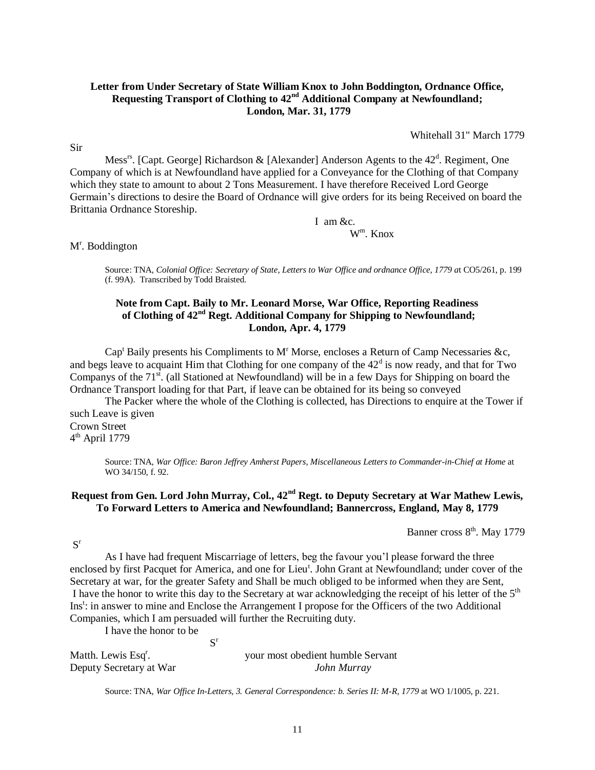**Letter from Under Secretary of State William Knox to John Boddington, Ordnance Office, Requesting Transport of Clothing to 42nd Additional Company at Newfoundland; London, Mar. 31, 1779**

Whitehall 31" March 1779

Sir

Mess^rs^. [Capt. George] Richardson & [Alexander] Anderson Agents to the 42^d^. Regiment, One Company of which is at Newfoundland have applied for a Conveyance for the Clothing of that Company which they state to amount to about 2 Tons Measurement. I have therefore Received Lord George Germain's directions to desire the Board of Ordnance will give orders for its being Received on board the Brittania Ordnance Storeship.

I am &c.
W^m^. Knox

M^r^. Boddington

> Source: TNA, *Colonial Office: Secretary of State, Letters to War Office and ordnance Office, 1779* at CO5/261, p. 199 (f. 99A). Transcribed by Todd Braisted.

**Note from Capt. Baily to Mr. Leonard Morse, War Office, Reporting Readiness of Clothing of 42nd Regt. Additional Company for Shipping to Newfoundland; London, Apr. 4, 1779**

Capt^t^ Baily presents his Compliments to M^r^ Morse, encloses a Return of Camp Necessaries &c, and begs leave to acquaint Him that Clothing for one company of the 42^d^ is now ready, and that for Two Companys of the 71^st^. (all Stationed at Newfoundland) will be in a few Days for Shipping on board the Ordnance Transport loading for that Part, if leave can be obtained for its being so conveyed

The Packer where the whole of the Clothing is collected, has Directions to enquire at the Tower if such Leave is given

Crown Street
4^th^ April 1779

> Source: TNA, *War Office: Baron Jeffrey Amherst Papers, Miscellaneous Letters to Commander-in-Chief at Home* at WO 34/150, f. 92.

**Request from Gen. Lord John Murray, Col., 42nd Regt. to Deputy Secretary at War Mathew Lewis, To Forward Letters to America and Newfoundland; Bannercross, England, May 8, 1779**

Banner cross 8^th^. May 1779

S^r^

As I have had frequent Miscarriage of letters, beg the favour you'l please forward the three enclosed by first Pacquet for America, and one for Lieu^t^. John Grant at Newfoundland; under cover of the Secretary at war, for the greater Safety and Shall be much obliged to be informed when they are Sent, I have the honor to write this day to the Secretary at war acknowledging the receipt of his letter of the 5^th^ Ins^t^: in answer to mine and Enclose the Arrangement I propose for the Officers of the two Additional Companies, which I am persuaded will further the Recruiting duty.

I have the honor to be
S^r^
your most obedient humble Servant
*John Murray*

Matth. Lewis Esq^r^.
Deputy Secretary at War

> Source: TNA, *War Office In-Letters, 3. General Correspondence: b. Series II: M-R, 1779* at WO 1/1005, p. 221.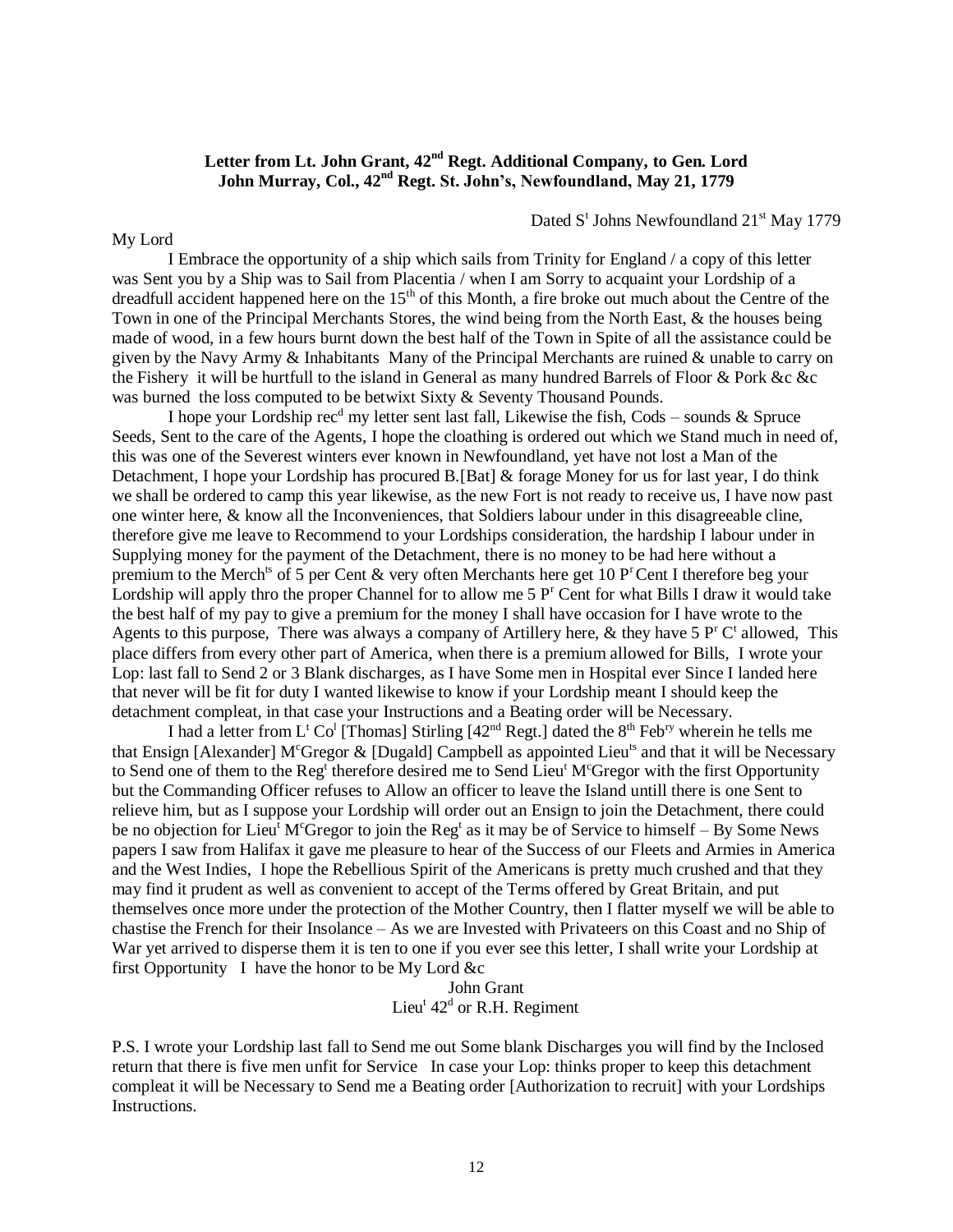**Letter from Lt. John Grant, 42nd Regt. Additional Company, to Gen. Lord John Murray, Col., 42nd Regt. St. John's, Newfoundland, May 21, 1779**

Dated St Johns Newfoundland 21st May 1779

My Lord

I Embrace the opportunity of a ship which sails from Trinity for England / a copy of this letter was Sent you by a Ship was to Sail from Placentia / when I am Sorry to acquaint your Lordship of a dreadfull accident happened here on the 15th of this Month, a fire broke out much about the Centre of the Town in one of the Principal Merchants Stores, the wind being from the North East, & the houses being made of wood, in a few hours burnt down the best half of the Town in Spite of all the assistance could be given by the Navy Army & Inhabitants Many of the Principal Merchants are ruined & unable to carry on the Fishery it will be hurtfull to the island in General as many hundred Barrels of Floor & Pork &c &c was burned the loss computed to be betwixt Sixty & Seventy Thousand Pounds.

I hope your Lordship recd my letter sent last fall, Likewise the fish, Cods – sounds & Spruce Seeds, Sent to the care of the Agents, I hope the cloathing is ordered out which we Stand much in need of, this was one of the Severest winters ever known in Newfoundland, yet have not lost a Man of the Detachment, I hope your Lordship has procured B.[Bat] & forage Money for us for last year, I do think we shall be ordered to camp this year likewise, as the new Fort is not ready to receive us, I have now past one winter here, & know all the Inconveniences, that Soldiers labour under in this disagreeable cline, therefore give me leave to Recommend to your Lordships consideration, the hardship I labour under in Supplying money for the payment of the Detachment, there is no money to be had here without a premium to the Merchts of 5 per Cent & very often Merchants here get 10 Pr Cent I therefore beg your Lordship will apply thro the proper Channel for to allow me 5 Pr Cent for what Bills I draw it would take the best half of my pay to give a premium for the money I shall have occasion for I have wrote to the Agents to this purpose, There was always a company of Artillery here, & they have 5 Pr Ct allowed, This place differs from every other part of America, when there is a premium allowed for Bills, I wrote your Lop: last fall to Send 2 or 3 Blank discharges, as I have Some men in Hospital ever Since I landed here that never will be fit for duty I wanted likewise to know if your Lordship meant I should keep the detachment compleat, in that case your Instructions and a Beating order will be Necessary.

I had a letter from Lt Col [Thomas] Stirling [42nd Regt.] dated the 8th Febry wherein he tells me that Ensign [Alexander] McGregor & [Dugald] Campbell as appointed Lieuts and that it will be Necessary to Send one of them to the Regt therefore desired me to Send Lieut McGregor with the first Opportunity but the Commanding Officer refuses to Allow an officer to leave the Island untill there is one Sent to relieve him, but as I suppose your Lordship will order out an Ensign to join the Detachment, there could be no objection for Lieut McGregor to join the Regt as it may be of Service to himself – By Some News papers I saw from Halifax it gave me pleasure to hear of the Success of our Fleets and Armies in America and the West Indies, I hope the Rebellious Spirit of the Americans is pretty much crushed and that they may find it prudent as well as convenient to accept of the Terms offered by Great Britain, and put themselves once more under the protection of the Mother Country, then I flatter myself we will be able to chastise the French for their Insolance – As we are Invested with Privateers on this Coast and no Ship of War yet arrived to disperse them it is ten to one if you ever see this letter, I shall write your Lordship at first Opportunity I have the honor to be My Lord &c

John Grant
Lieut 42d or R.H. Regiment

P.S. I wrote your Lordship last fall to Send me out Some blank Discharges you will find by the Inclosed return that there is five men unfit for Service In case your Lop: thinks proper to keep this detachment compleat it will be Necessary to Send me a Beating order [Authorization to recruit] with your Lordships Instructions.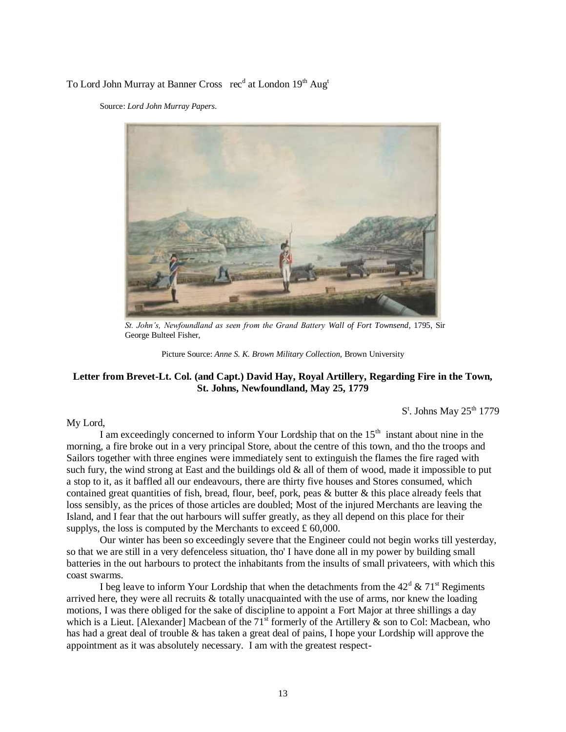To Lord John Murray at Banner Cross rec[d] at London 19[th] Aug[t]

Source: *Lord John Murray Papers.*

*St. John's, Newfoundland as seen from the Grand Battery Wall of Fort Townsend,* 1795, Sir George Bulteel Fisher,

Picture Source: *Anne S. K. Brown Military Collection,* Brown University

**Letter from Brevet-Lt. Col. (and Capt.) David Hay, Royal Artillery, Regarding Fire in the Town, St. Johns, Newfoundland, May 25, 1779**

S[t]. Johns May 25[th] 1779

My Lord,

I am exceedingly concerned to inform Your Lordship that on the 15[th] instant about nine in the morning, a fire broke out in a very principal Store, about the centre of this town, and tho the troops and Sailors together with three engines were immediately sent to extinguish the flames the fire raged with such fury, the wind strong at East and the buildings old & all of them of wood, made it impossible to put a stop to it, as it baffled all our endeavours, there are thirty five houses and Stores consumed, which contained great quantities of fish, bread, flour, beef, pork, peas & butter & this place already feels that loss sensibly, as the prices of those articles are doubled; Most of the injured Merchants are leaving the Island, and I fear that the out harbours will suffer greatly, as they all depend on this place for their supplys, the loss is computed by the Merchants to exceed £ 60,000.

Our winter has been so exceedingly severe that the Engineer could not begin works till yesterday, so that we are still in a very defenceless situation, tho' I have done all in my power by building small batteries in the out harbours to protect the inhabitants from the insults of small privateers, with which this coast swarms.

I beg leave to inform Your Lordship that when the detachments from the 42[d] & 71[st] Regiments arrived here, they were all recruits & totally unacquainted with the use of arms, nor knew the loading motions, I was there obliged for the sake of discipline to appoint a Fort Major at three shillings a day which is a Lieut. [Alexander] Macbean of the 71[st] formerly of the Artillery & son to Col: Macbean, who has had a great deal of trouble & has taken a great deal of pains, I hope your Lordship will approve the appointment as it was absolutely necessary. I am with the greatest respect-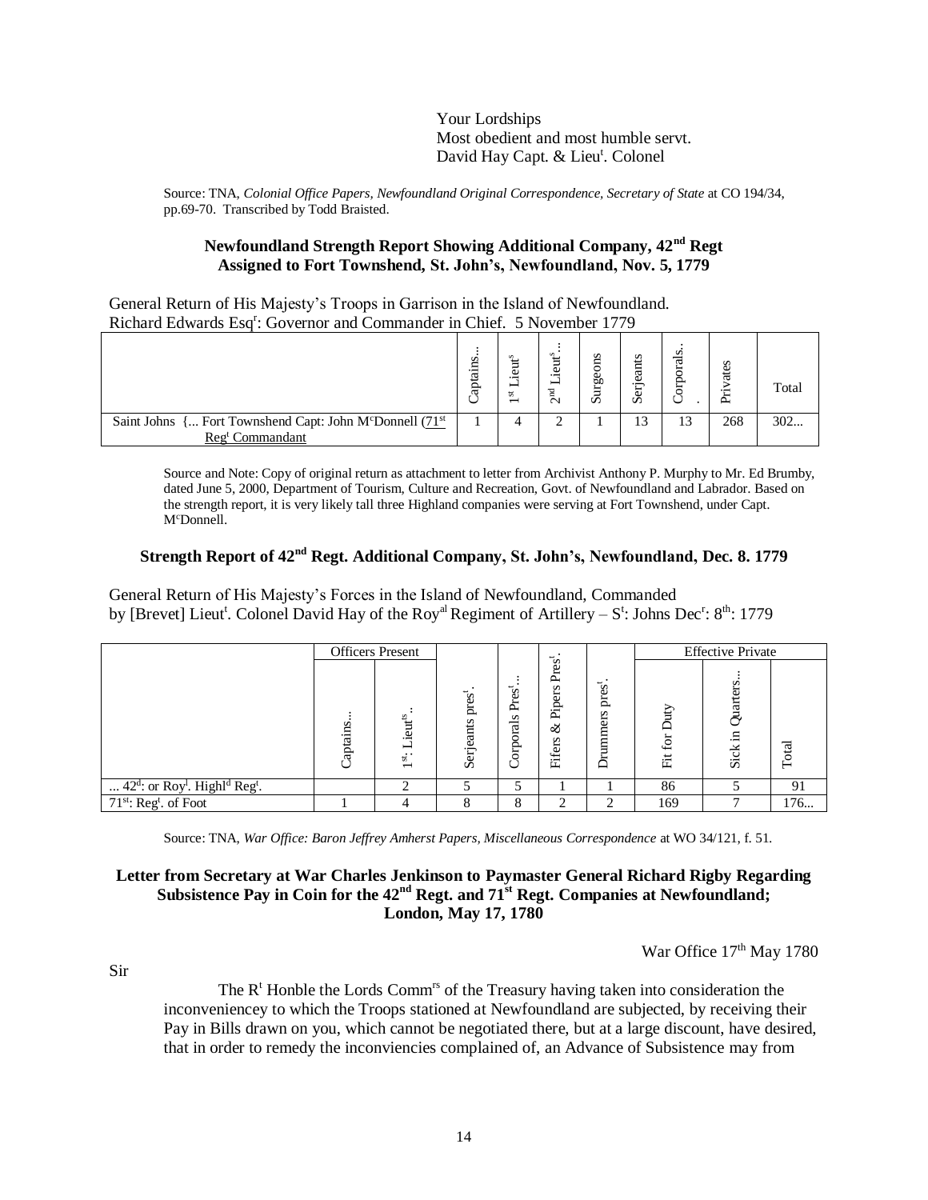Your Lordships
Most obedient and most humble servt.
David Hay Capt. & Lieut. Colonel

Source: TNA, *Colonial Office Papers, Newfoundland Original Correspondence, Secretary of State* at CO 194/34, pp.69-70. Transcribed by Todd Braisted.

### Newfoundland Strength Report Showing Additional Company, 42nd Regt Assigned to Fort Townshend, St. John's, Newfoundland, Nov. 5, 1779

General Return of His Majesty's Troops in Garrison in the Island of Newfoundland.
Richard Edwards Esqr: Governor and Commander in Chief. 5 November 1779

| | Captains... | 1st Lieuts | 2nd Lieuts... | Surgeons | Serjeants | Corporals.. | Privates | Total |
|---|---|---|---|---|---|---|---|---|
| Saint Johns {... Fort Townshend Capt: John McDonnell (71st Regt Commandant | 1 | 4 | 2 | 1 | 13 | 13 | 268 | 302... |

Source and Note: Copy of original return as attachment to letter from Archivist Anthony P. Murphy to Mr. Ed Brumby, dated June 5, 2000, Department of Tourism, Culture and Recreation, Govt. of Newfoundland and Labrador. Based on the strength report, it is very likely tall three Highland companies were serving at Fort Townshend, under Capt. McDonnell.

### Strength Report of 42nd Regt. Additional Company, St. John's, Newfoundland, Dec. 8. 1779

General Return of His Majesty's Forces in the Island of Newfoundland, Commanded by [Brevet] Lieut. Colonel David Hay of the Royal Regiment of Artillery – St: Johns Decr: 8th: 1779

| | Officers Present | | | | | | Effective Private | | |
|---|---|---|---|---|---|---|---|---|---|
| | Captains... | 1st: Lieuts.. | Serjeants prest. | Corporals Prest... | Fifers & Pipers Prest. | Drummers prest. | Fit for Duty | Sick in Quarters... | Total |
| ... 42d: or Royl. Highld Regt. | | 2 | 5 | 5 | 1 | 1 | 86 | 5 | 91 |
| 71st: Regt. of Foot | 1 | 4 | 8 | 8 | 2 | 2 | 169 | 7 | 176... |

Source: TNA, *War Office: Baron Jeffrey Amherst Papers, Miscellaneous Correspondence* at WO 34/121, f. 51.

### Letter from Secretary at War Charles Jenkinson to Paymaster General Richard Rigby Regarding Subsistence Pay in Coin for the 42nd Regt. and 71st Regt. Companies at Newfoundland; London, May 17, 1780

War Office 17th May 1780

Sir

The Rt Honble the Lords Commrs of the Treasury having taken into consideration the inconveniencey to which the Troops stationed at Newfoundland are subjected, by receiving their Pay in Bills drawn on you, which cannot be negotiated there, but at a large discount, have desired, that in order to remedy the inconviencies complained of, an Advance of Subsistence may from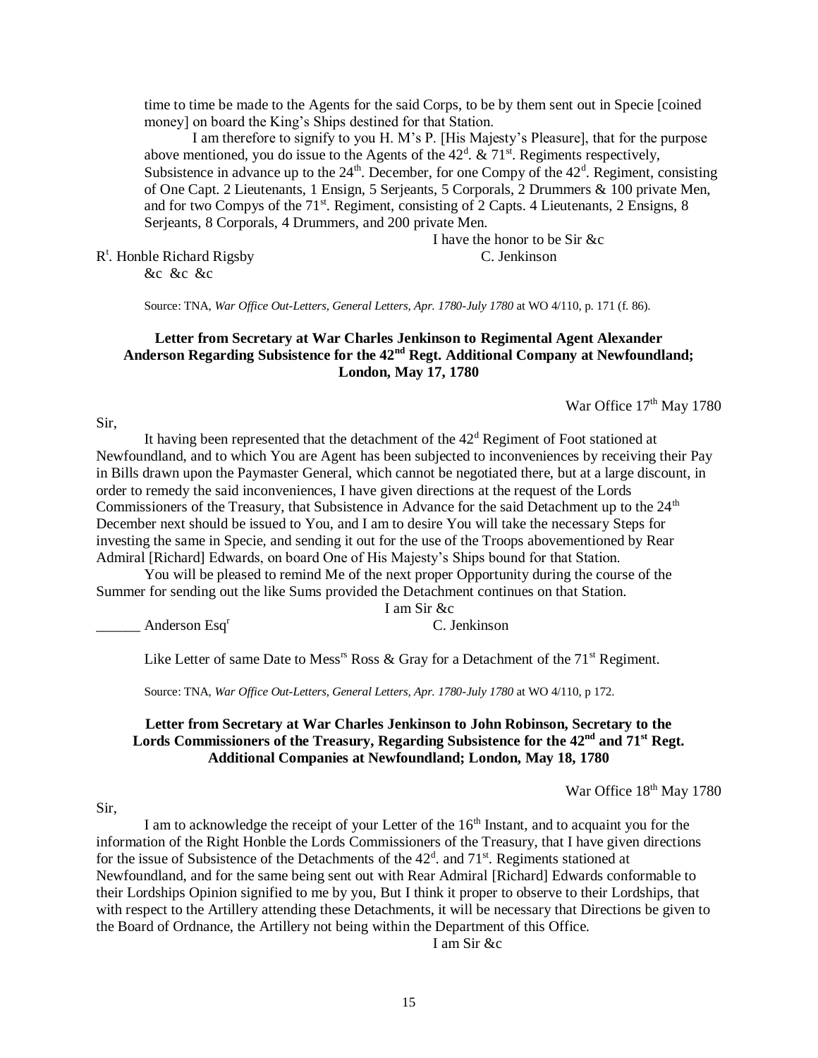time to time be made to the Agents for the said Corps, to be by them sent out in Specie [coined money] on board the King's Ships destined for that Station.

I am therefore to signify to you H. M's P. [His Majesty's Pleasure], that for the purpose above mentioned, you do issue to the Agents of the 42^d^. & 71^st^. Regiments respectively, Subsistence in advance up to the 24^th^. December, for one Compy of the 42^d^. Regiment, consisting of One Capt. 2 Lieutenants, 1 Ensign, 5 Serjeants, 5 Corporals, 2 Drummers & 100 private Men, and for two Compys of the 71^st^. Regiment, consisting of 2 Capts. 4 Lieutenants, 2 Ensigns, 8 Serjeants, 8 Corporals, 4 Drummers, and 200 private Men.

I have the honor to be Sir &c

R^t^. Honble Richard Rigsby &c &c &c — C. Jenkinson

Source: TNA, *War Office Out-Letters, General Letters, Apr. 1780-July 1780* at WO 4/110, p. 171 (f. 86).

**Letter from Secretary at War Charles Jenkinson to Regimental Agent Alexander Anderson Regarding Subsistence for the 42nd Regt. Additional Company at Newfoundland; London, May 17, 1780**

War Office 17th May 1780

Sir,

It having been represented that the detachment of the 42^d^ Regiment of Foot stationed at Newfoundland, and to which You are Agent has been subjected to inconveniences by receiving their Pay in Bills drawn upon the Paymaster General, which cannot be negotiated there, but at a large discount, in order to remedy the said inconveniences, I have given directions at the request of the Lords Commissioners of the Treasury, that Subsistence in Advance for the said Detachment up to the 24^th^ December next should be issued to You, and I am to desire You will take the necessary Steps for investing the same in Specie, and sending it out for the use of the Troops abovementioned by Rear Admiral [Richard] Edwards, on board One of His Majesty's Ships bound for that Station.

You will be pleased to remind Me of the next proper Opportunity during the course of the Summer for sending out the like Sums provided the Detachment continues on that Station.

I am Sir &c

______ Anderson Esq^r^ — C. Jenkinson

Like Letter of same Date to Mess^rs^ Ross & Gray for a Detachment of the 71^st^ Regiment.

Source: TNA, *War Office Out-Letters, General Letters, Apr. 1780-July 1780* at WO 4/110, p 172.

**Letter from Secretary at War Charles Jenkinson to John Robinson, Secretary to the Lords Commissioners of the Treasury, Regarding Subsistence for the 42nd and 71st Regt. Additional Companies at Newfoundland; London, May 18, 1780**

War Office 18th May 1780

Sir,

I am to acknowledge the receipt of your Letter of the 16^th^ Instant, and to acquaint you for the information of the Right Honble the Lords Commissioners of the Treasury, that I have given directions for the issue of Subsistence of the Detachments of the 42^d^. and 71^st^. Regiments stationed at Newfoundland, and for the same being sent out with Rear Admiral [Richard] Edwards conformable to their Lordships Opinion signified to me by you, But I think it proper to observe to their Lordships, that with respect to the Artillery attending these Detachments, it will be necessary that Directions be given to the Board of Ordnance, the Artillery not being within the Department of this Office.

I am Sir &c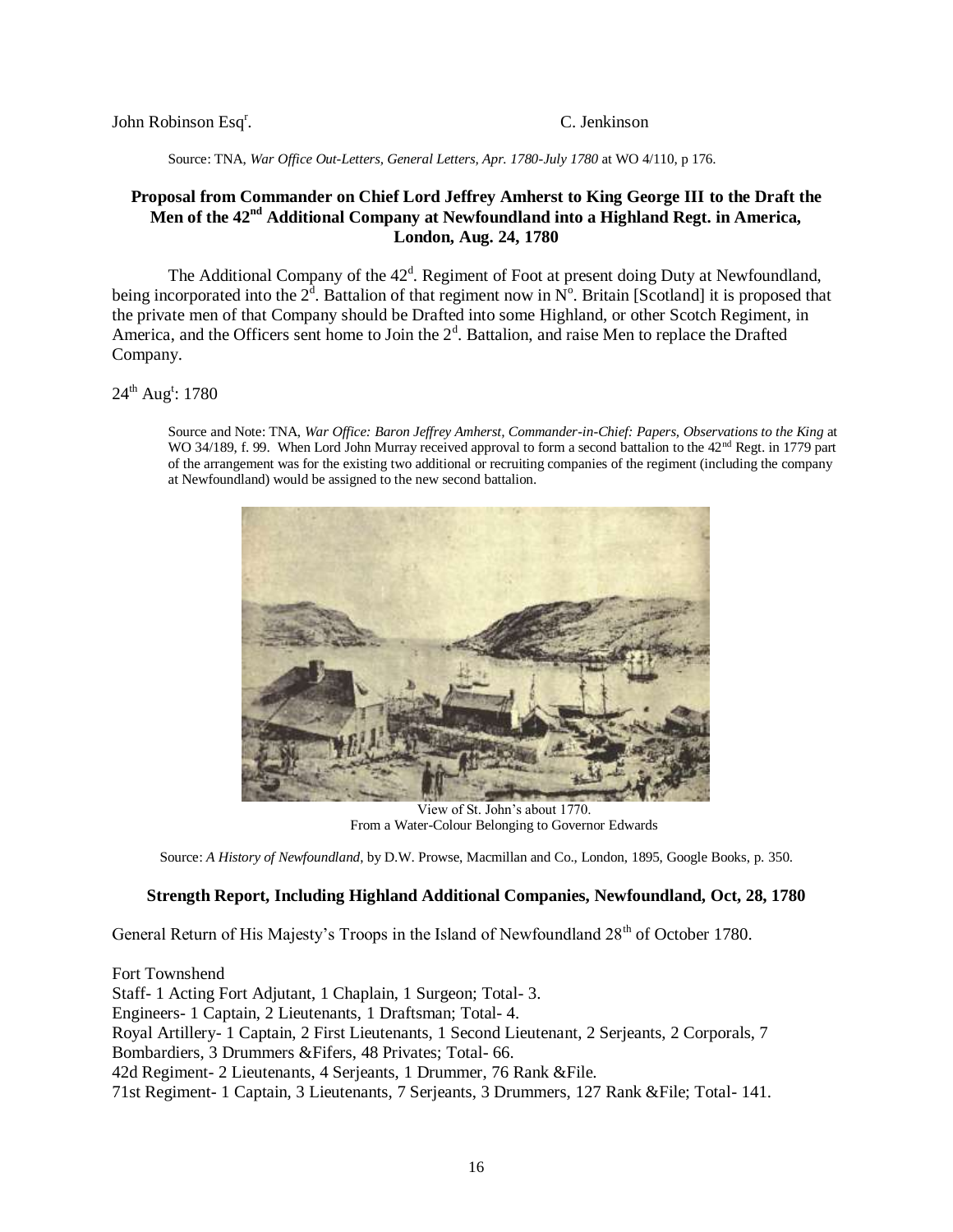John Robinson Esq[r].                                                                        C. Jenkinson

Source: TNA, *War Office Out-Letters, General Letters, Apr. 1780-July 1780* at WO 4/110, p 176.

### Proposal from Commander on Chief Lord Jeffrey Amherst to King George III to the Draft the Men of the 42nd Additional Company at Newfoundland into a Highland Regt. in America, London, Aug. 24, 1780

The Additional Company of the 42[d]. Regiment of Foot at present doing Duty at Newfoundland, being incorporated into the 2[d]. Battalion of that regiment now in N[o]. Britain [Scotland] it is proposed that the private men of that Company should be Drafted into some Highland, or other Scotch Regiment, in America, and the Officers sent home to Join the 2[d]. Battalion, and raise Men to replace the Drafted Company.

24[th] Aug[t]: 1780

Source and Note: TNA, *War Office: Baron Jeffrey Amherst, Commander-in-Chief: Papers, Observations to the King* at WO 34/189, f. 99. When Lord John Murray received approval to form a second battalion to the 42nd Regt. in 1779 part of the arrangement was for the existing two additional or recruiting companies of the regiment (including the company at Newfoundland) would be assigned to the new second battalion.

View of St. John's about 1770.
From a Water-Colour Belonging to Governor Edwards

Source: *A History of Newfoundland*, by D.W. Prowse, Macmillan and Co., London, 1895, Google Books, p. 350.

### Strength Report, Including Highland Additional Companies, Newfoundland, Oct, 28, 1780

General Return of His Majesty's Troops in the Island of Newfoundland 28[th] of October 1780.

Fort Townshend
Staff- 1 Acting Fort Adjutant, 1 Chaplain, 1 Surgeon; Total- 3.
Engineers- 1 Captain, 2 Lieutenants, 1 Draftsman; Total- 4.
Royal Artillery- 1 Captain, 2 First Lieutenants, 1 Second Lieutenant, 2 Serjeants, 2 Corporals, 7 Bombardiers, 3 Drummers &Fifers, 48 Privates; Total- 66.
42d Regiment- 2 Lieutenants, 4 Serjeants, 1 Drummer, 76 Rank &File.
71st Regiment- 1 Captain, 3 Lieutenants, 7 Serjeants, 3 Drummers, 127 Rank &File; Total- 141.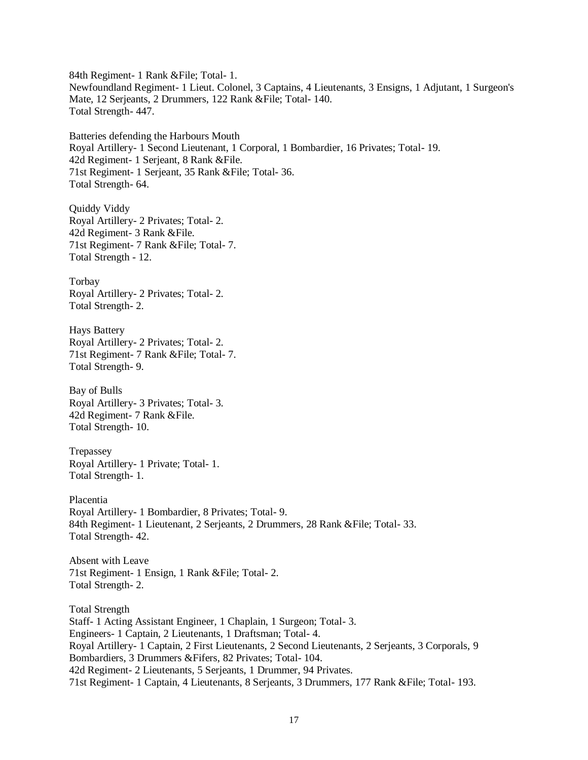84th Regiment- 1 Rank &File; Total- 1.
Newfoundland Regiment- 1 Lieut. Colonel, 3 Captains, 4 Lieutenants, 3 Ensigns, 1 Adjutant, 1 Surgeon's Mate, 12 Serjeants, 2 Drummers, 122 Rank &File; Total- 140.
Total Strength- 447.

Batteries defending the Harbours Mouth
Royal Artillery- 1 Second Lieutenant, 1 Corporal, 1 Bombardier, 16 Privates; Total- 19.
42d Regiment- 1 Serjeant, 8 Rank &File.
71st Regiment- 1 Serjeant, 35 Rank &File; Total- 36.
Total Strength- 64.

Quiddy Viddy
Royal Artillery- 2 Privates; Total- 2.
42d Regiment- 3 Rank &File.
71st Regiment- 7 Rank &File; Total- 7.
Total Strength - 12.

Torbay
Royal Artillery- 2 Privates; Total- 2.
Total Strength- 2.

Hays Battery
Royal Artillery- 2 Privates; Total- 2.
71st Regiment- 7 Rank &File; Total- 7.
Total Strength- 9.

Bay of Bulls
Royal Artillery- 3 Privates; Total- 3.
42d Regiment- 7 Rank &File.
Total Strength- 10.

Trepassey
Royal Artillery- 1 Private; Total- 1.
Total Strength- 1.

Placentia
Royal Artillery- 1 Bombardier, 8 Privates; Total- 9.
84th Regiment- 1 Lieutenant, 2 Serjeants, 2 Drummers, 28 Rank &File; Total- 33.
Total Strength- 42.

Absent with Leave
71st Regiment- 1 Ensign, 1 Rank &File; Total- 2.
Total Strength- 2.

Total Strength
Staff- 1 Acting Assistant Engineer, 1 Chaplain, 1 Surgeon; Total- 3.
Engineers- 1 Captain, 2 Lieutenants, 1 Draftsman; Total- 4.
Royal Artillery- 1 Captain, 2 First Lieutenants, 2 Second Lieutenants, 2 Serjeants, 3 Corporals, 9 Bombardiers, 3 Drummers &Fifers, 82 Privates; Total- 104.
42d Regiment- 2 Lieutenants, 5 Serjeants, 1 Drummer, 94 Privates.
71st Regiment- 1 Captain, 4 Lieutenants, 8 Serjeants, 3 Drummers, 177 Rank &File; Total- 193.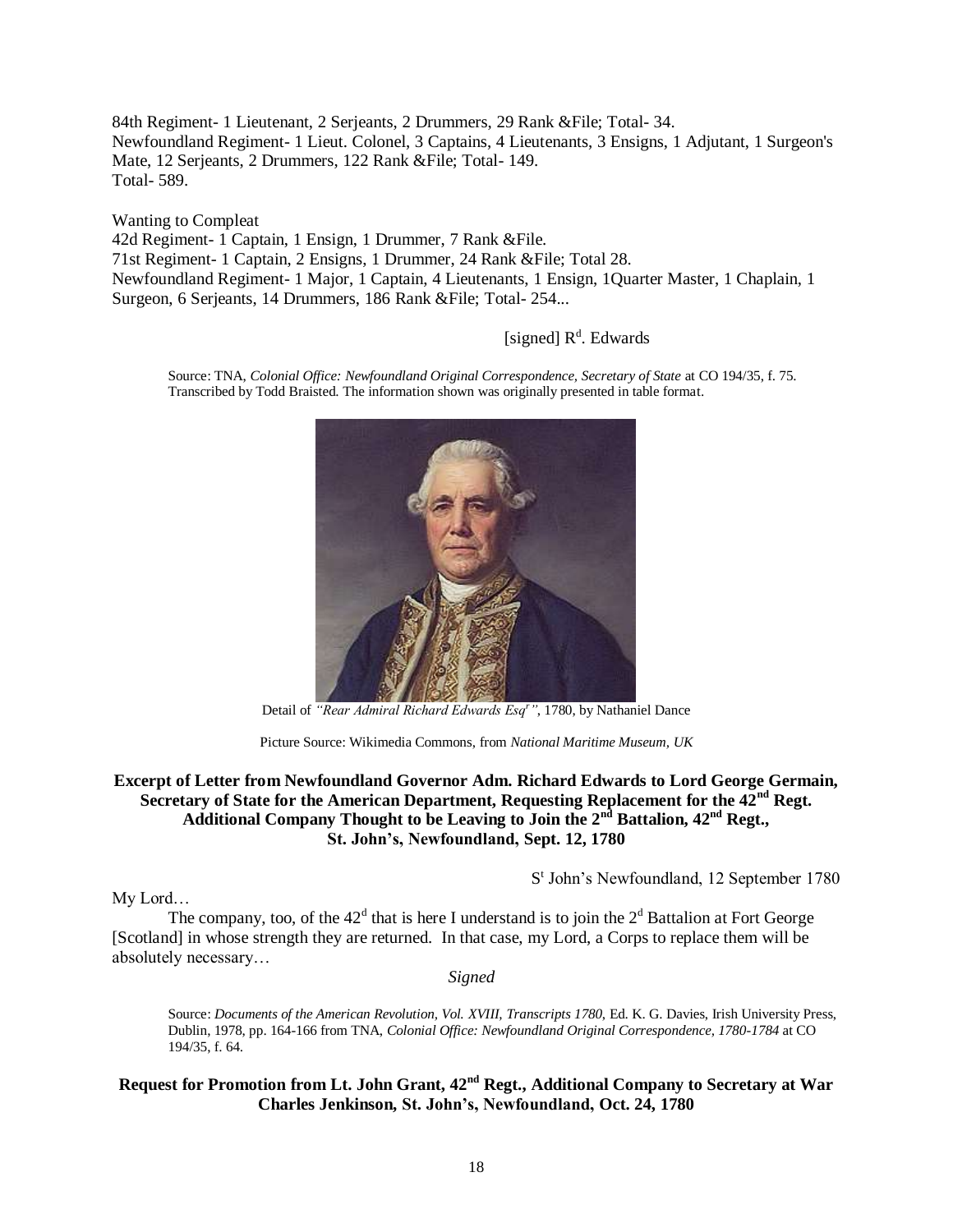84th Regiment- 1 Lieutenant, 2 Serjeants, 2 Drummers, 29 Rank &File; Total- 34.
Newfoundland Regiment- 1 Lieut. Colonel, 3 Captains, 4 Lieutenants, 3 Ensigns, 1 Adjutant, 1 Surgeon's Mate, 12 Serjeants, 2 Drummers, 122 Rank &File; Total- 149.
Total- 589.

Wanting to Compleat
42d Regiment- 1 Captain, 1 Ensign, 1 Drummer, 7 Rank &File.
71st Regiment- 1 Captain, 2 Ensigns, 1 Drummer, 24 Rank &File; Total 28.
Newfoundland Regiment- 1 Major, 1 Captain, 4 Lieutenants, 1 Ensign, 1Quarter Master, 1 Chaplain, 1 Surgeon, 6 Serjeants, 14 Drummers, 186 Rank &File; Total- 254...

[signed] R[d]. Edwards

Source: TNA, *Colonial Office: Newfoundland Original Correspondence, Secretary of State* at CO 194/35, f. 75. Transcribed by Todd Braisted. The information shown was originally presented in table format.

Detail of *"Rear Admiral Richard Edwards Esq[r]"*, 1780, by Nathaniel Dance

Picture Source: Wikimedia Commons, from *National Maritime Museum, UK*

**Excerpt of Letter from Newfoundland Governor Adm. Richard Edwards to Lord George Germain, Secretary of State for the American Department, Requesting Replacement for the 42nd Regt. Additional Company Thought to be Leaving to Join the 2nd Battalion, 42nd Regt., St. John's, Newfoundland, Sept. 12, 1780**

S[t] John's Newfoundland, 12 September 1780

My Lord…

The company, too, of the 42[d] that is here I understand is to join the 2[d] Battalion at Fort George [Scotland] in whose strength they are returned. In that case, my Lord, a Corps to replace them will be absolutely necessary…

*Signed*

Source: *Documents of the American Revolution, Vol. XVIII, Transcripts 1780,* Ed. K. G. Davies, Irish University Press, Dublin, 1978, pp. 164-166 from TNA, *Colonial Office: Newfoundland Original Correspondence, 1780-1784* at CO 194/35, f. 64.

**Request for Promotion from Lt. John Grant, 42nd Regt., Additional Company to Secretary at War Charles Jenkinson, St. John's, Newfoundland, Oct. 24, 1780**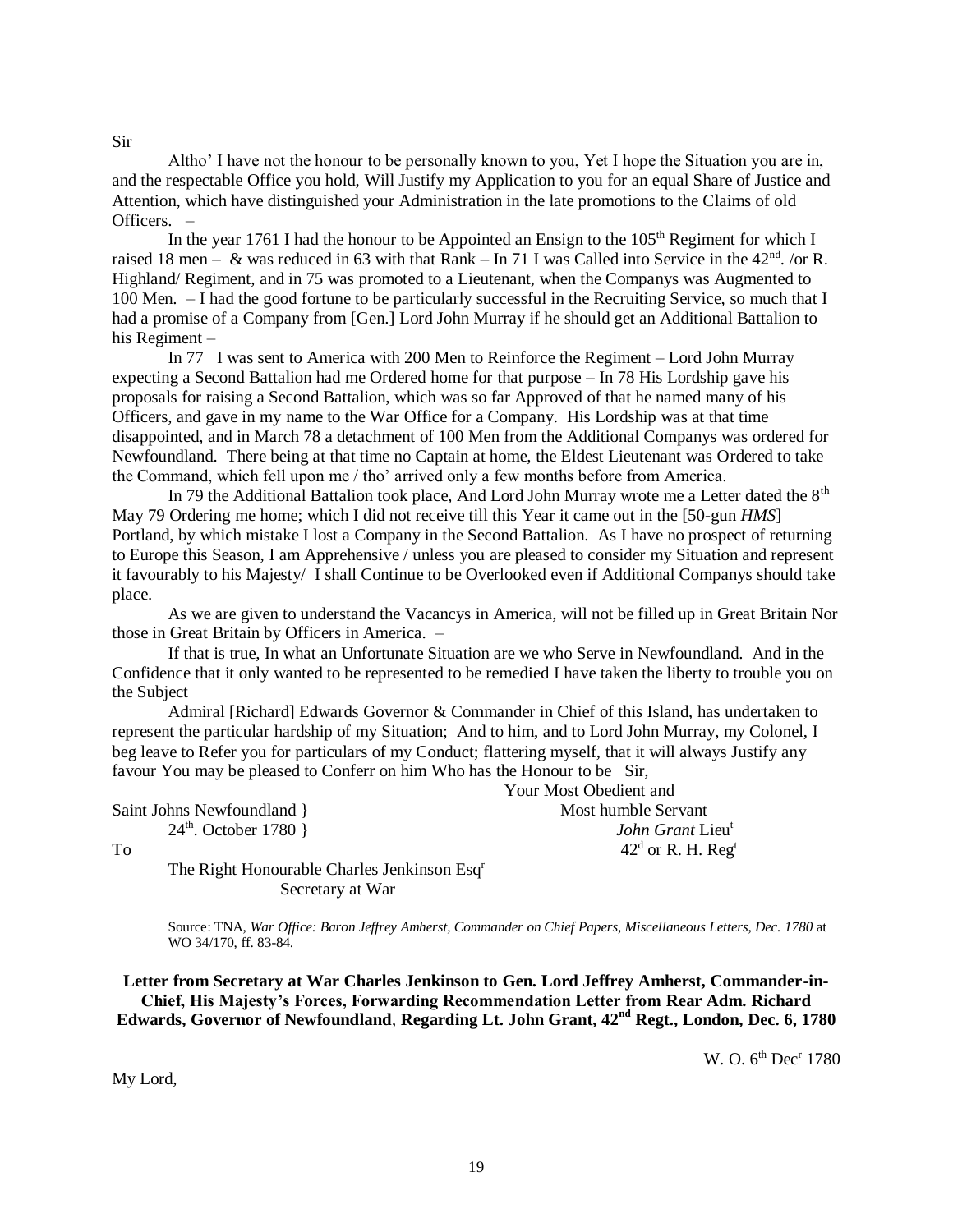Sir

Altho' I have not the honour to be personally known to you, Yet I hope the Situation you are in, and the respectable Office you hold, Will Justify my Application to you for an equal Share of Justice and Attention, which have distinguished your Administration in the late promotions to the Claims of old Officers. –

In the year 1761 I had the honour to be Appointed an Ensign to the 105th Regiment for which I raised 18 men – & was reduced in 63 with that Rank – In 71 I was Called into Service in the 42nd. /or R. Highland/ Regiment, and in 75 was promoted to a Lieutenant, when the Companys was Augmented to 100 Men. – I had the good fortune to be particularly successful in the Recruiting Service, so much that I had a promise of a Company from [Gen.] Lord John Murray if he should get an Additional Battalion to his Regiment –

In 77 I was sent to America with 200 Men to Reinforce the Regiment – Lord John Murray expecting a Second Battalion had me Ordered home for that purpose – In 78 His Lordship gave his proposals for raising a Second Battalion, which was so far Approved of that he named many of his Officers, and gave in my name to the War Office for a Company. His Lordship was at that time disappointed, and in March 78 a detachment of 100 Men from the Additional Companys was ordered for Newfoundland. There being at that time no Captain at home, the Eldest Lieutenant was Ordered to take the Command, which fell upon me / tho' arrived only a few months before from America.

In 79 the Additional Battalion took place, And Lord John Murray wrote me a Letter dated the 8th May 79 Ordering me home; which I did not receive till this Year it came out in the [50-gun *HMS*] Portland, by which mistake I lost a Company in the Second Battalion. As I have no prospect of returning to Europe this Season, I am Apprehensive / unless you are pleased to consider my Situation and represent it favourably to his Majesty/ I shall Continue to be Overlooked even if Additional Companys should take place.

As we are given to understand the Vacancys in America, will not be filled up in Great Britain Nor those in Great Britain by Officers in America. –

If that is true, In what an Unfortunate Situation are we who Serve in Newfoundland. And in the Confidence that it only wanted to be represented to be remedied I have taken the liberty to trouble you on the Subject

Admiral [Richard] Edwards Governor & Commander in Chief of this Island, has undertaken to represent the particular hardship of my Situation; And to him, and to Lord John Murray, my Colonel, I beg leave to Refer you for particulars of my Conduct; flattering myself, that it will always Justify any favour You may be pleased to Conferr on him Who has the Honour to be Sir,

Your Most Obedient and
Most humble Servant
*John Grant* Lieut
42d or R. H. Regt

Saint Johns Newfoundland }
24th. October 1780 }

To
The Right Honourable Charles Jenkinson Esqr
Secretary at War

Source: TNA, *War Office: Baron Jeffrey Amherst, Commander on Chief Papers, Miscellaneous Letters, Dec. 1780* at WO 34/170, ff. 83-84.

**Letter from Secretary at War Charles Jenkinson to Gen. Lord Jeffrey Amherst, Commander-in-Chief, His Majesty's Forces, Forwarding Recommendation Letter from Rear Adm. Richard Edwards, Governor of Newfoundland, Regarding Lt. John Grant, 42nd Regt., London, Dec. 6, 1780**

W. O. 6th Decr 1780

My Lord,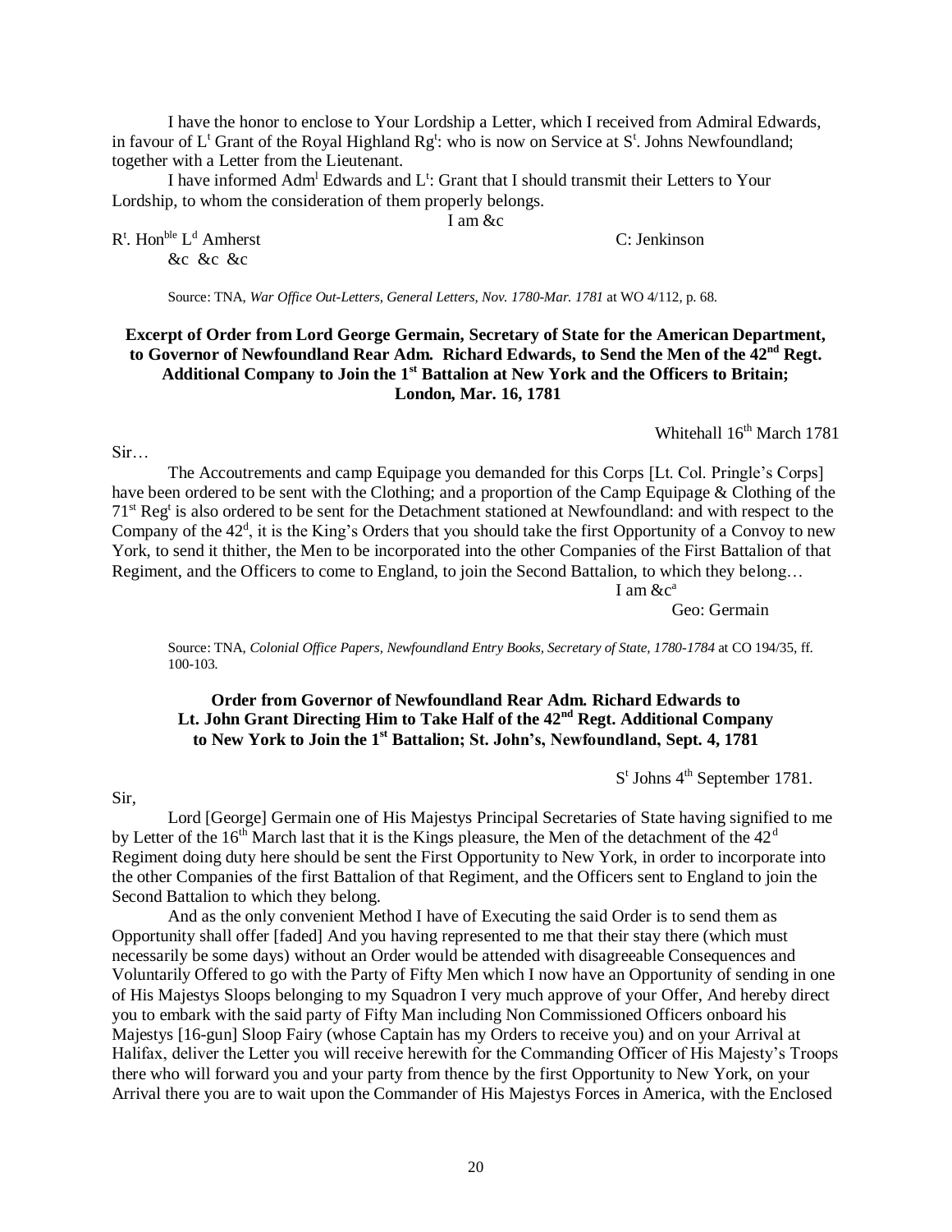I have the honor to enclose to Your Lordship a Letter, which I received from Admiral Edwards, in favour of L[t] Grant of the Royal Highland Rg[t]: who is now on Service at S[t]. Johns Newfoundland; together with a Letter from the Lieutenant.

I have informed Adm[l] Edwards and L[t]: Grant that I should transmit their Letters to Your Lordship, to whom the consideration of them properly belongs.

I am &c

R[t]. Hon[ble] L[d] Amherst
&c &c &c

C: Jenkinson

Source: TNA, *War Office Out-Letters, General Letters, Nov. 1780-Mar. 1781* at WO 4/112, p. 68.

**Excerpt of Order from Lord George Germain, Secretary of State for the American Department, to Governor of Newfoundland Rear Adm. Richard Edwards, to Send the Men of the 42[nd] Regt. Additional Company to Join the 1[st] Battalion at New York and the Officers to Britain; London, Mar. 16, 1781**

Whitehall 16[th] March 1781

Sir…

The Accoutrements and camp Equipage you demanded for this Corps [Lt. Col. Pringle's Corps] have been ordered to be sent with the Clothing; and a proportion of the Camp Equipage & Clothing of the 71[st] Reg[t] is also ordered to be sent for the Detachment stationed at Newfoundland: and with respect to the Company of the 42[d], it is the King's Orders that you should take the first Opportunity of a Convoy to new York, to send it thither, the Men to be incorporated into the other Companies of the First Battalion of that Regiment, and the Officers to come to England, to join the Second Battalion, to which they belong…

I am &c[a]

Geo: Germain

Source: TNA, *Colonial Office Papers, Newfoundland Entry Books, Secretary of State, 1780-1784* at CO 194/35, ff. 100-103.

**Order from Governor of Newfoundland Rear Adm. Richard Edwards to Lt. John Grant Directing Him to Take Half of the 42[nd] Regt. Additional Company to New York to Join the 1[st] Battalion; St. John's, Newfoundland, Sept. 4, 1781**

S[t] Johns 4[th] September 1781.

Sir,

Lord [George] Germain one of His Majestys Principal Secretaries of State having signified to me by Letter of the 16[th] March last that it is the Kings pleasure, the Men of the detachment of the 42[d] Regiment doing duty here should be sent the First Opportunity to New York, in order to incorporate into the other Companies of the first Battalion of that Regiment, and the Officers sent to England to join the Second Battalion to which they belong.

And as the only convenient Method I have of Executing the said Order is to send them as Opportunity shall offer [faded] And you having represented to me that their stay there (which must necessarily be some days) without an Order would be attended with disagreeable Consequences and Voluntarily Offered to go with the Party of Fifty Men which I now have an Opportunity of sending in one of His Majestys Sloops belonging to my Squadron I very much approve of your Offer, And hereby direct you to embark with the said party of Fifty Man including Non Commissioned Officers onboard his Majestys [16-gun] Sloop Fairy (whose Captain has my Orders to receive you) and on your Arrival at Halifax, deliver the Letter you will receive herewith for the Commanding Officer of His Majesty's Troops there who will forward you and your party from thence by the first Opportunity to New York, on your Arrival there you are to wait upon the Commander of His Majestys Forces in America, with the Enclosed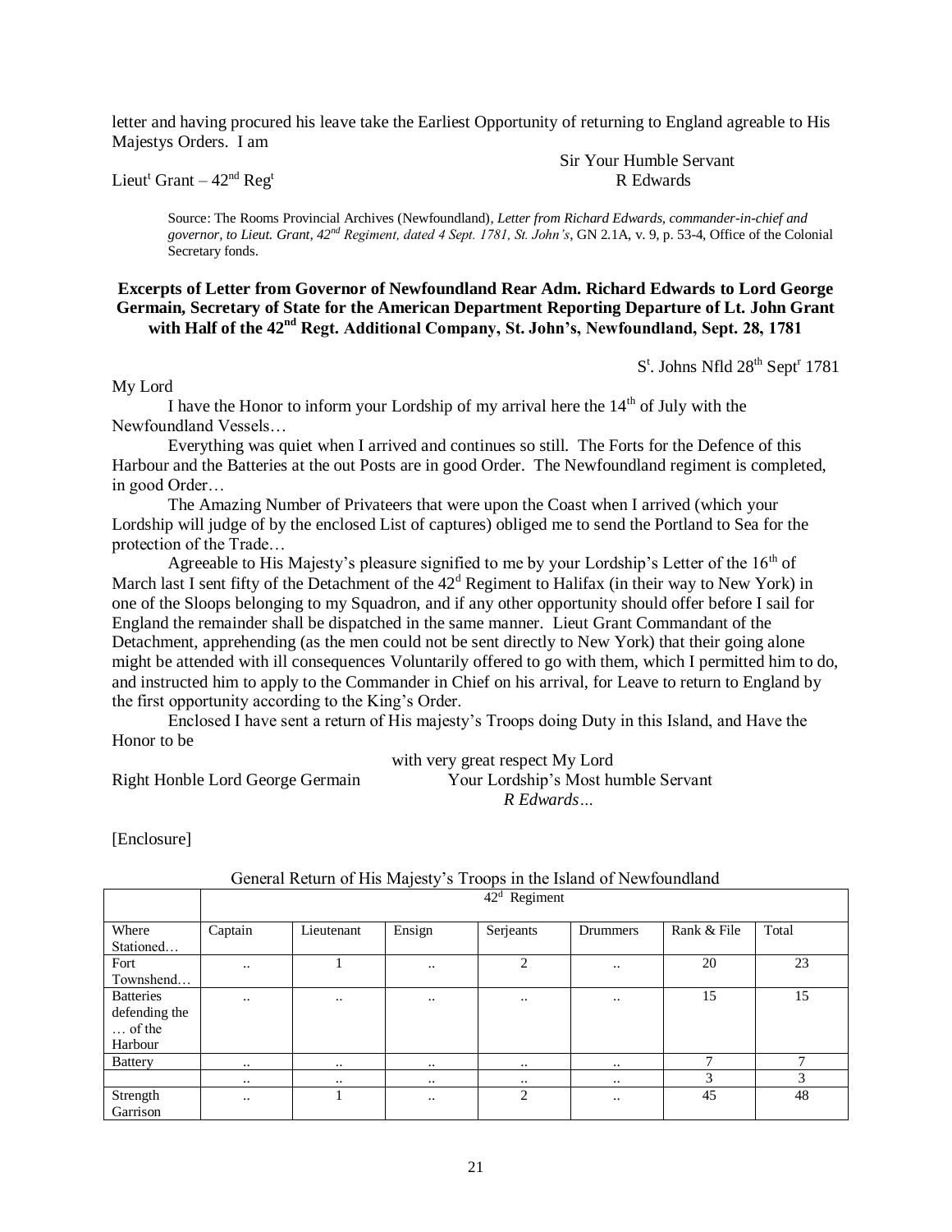letter and having procured his leave take the Earliest Opportunity of returning to England agreable to His Majestys Orders. I am

Sir Your Humble Servant

Lieut[t] Grant – 42[nd] Reg[t] R Edwards

Source: The Rooms Provincial Archives (Newfoundland), *Letter from Richard Edwards, commander-in-chief and governor, to Lieut. Grant, 42[nd] Regiment, dated 4 Sept. 1781, St. John's*, GN 2.1A, v. 9, p. 53-4, Office of the Colonial Secretary fonds.

### Excerpts of Letter from Governor of Newfoundland Rear Adm. Richard Edwards to Lord George Germain, Secretary of State for the American Department Reporting Departure of Lt. John Grant with Half of the 42[nd] Regt. Additional Company, St. John's, Newfoundland, Sept. 28, 1781

S[t]. Johns Nfld 28[th] Sept[r] 1781

My Lord

I have the Honor to inform your Lordship of my arrival here the 14[th] of July with the Newfoundland Vessels…

Everything was quiet when I arrived and continues so still. The Forts for the Defence of this Harbour and the Batteries at the out Posts are in good Order. The Newfoundland regiment is completed, in good Order…

The Amazing Number of Privateers that were upon the Coast when I arrived (which your Lordship will judge of by the enclosed List of captures) obliged me to send the Portland to Sea for the protection of the Trade…

Agreeable to His Majesty's pleasure signified to me by your Lordship's Letter of the 16[th] of March last I sent fifty of the Detachment of the 42[d] Regiment to Halifax (in their way to New York) in one of the Sloops belonging to my Squadron, and if any other opportunity should offer before I sail for England the remainder shall be dispatched in the same manner. Lieut Grant Commandant of the Detachment, apprehending (as the men could not be sent directly to New York) that their going alone might be attended with ill consequences Voluntarily offered to go with them, which I permitted him to do, and instructed him to apply to the Commander in Chief on his arrival, for Leave to return to England by the first opportunity according to the King's Order.

Enclosed I have sent a return of His majesty's Troops doing Duty in this Island, and Have the Honor to be

with very great respect My Lord

Right Honble Lord George Germain Your Lordship's Most humble Servant

*R Edwards…*

[Enclosure]

General Return of His Majesty's Troops in the Island of Newfoundland

| | 42[d] Regiment | | | | | | |
|---|---|---|---|---|---|---|---|
| Where Stationed… | Captain | Lieutenant | Ensign | Serjeants | Drummers | Rank & File | Total |
| Fort Townshend… | .. | 1 | .. | 2 | .. | 20 | 23 |
| Batteries defending the … of the Harbour | .. | .. | .. | .. | .. | 15 | 15 |
| Battery | .. | .. | .. | .. | .. | 7 | 7 |
| | .. | .. | .. | .. | .. | 3 | 3 |
| Strength Garrison | .. | 1 | .. | 2 | .. | 45 | 48 |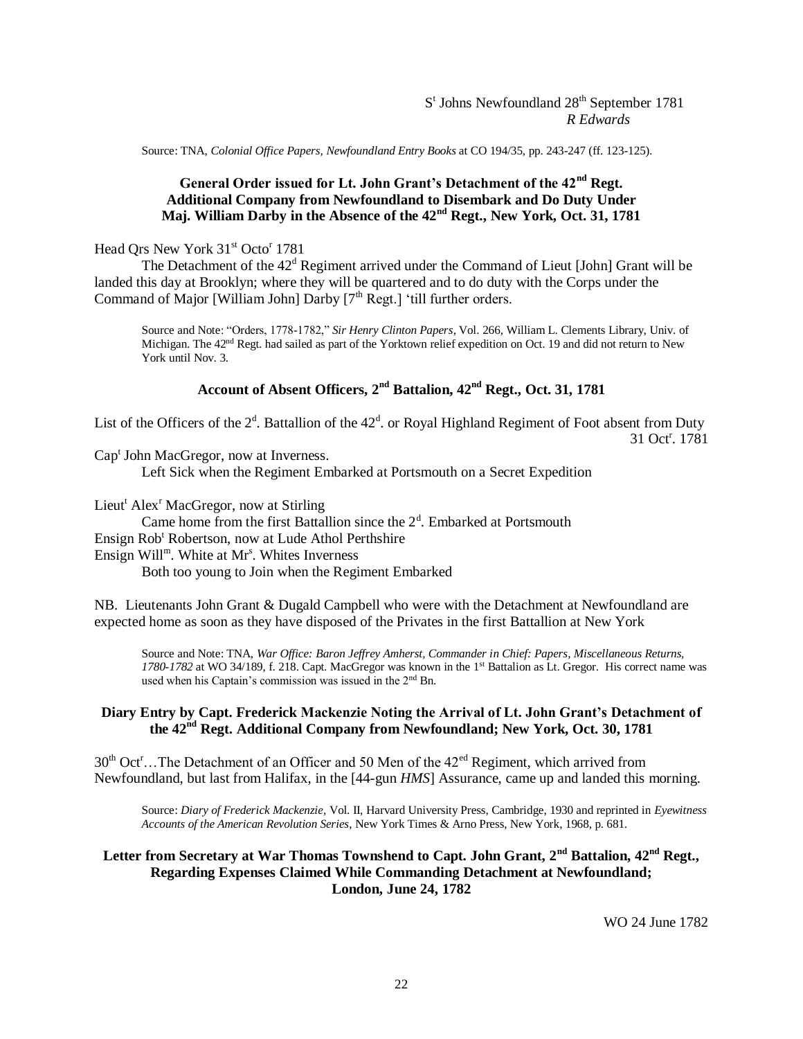S[t] Johns Newfoundland 28[th] September 1781
*R Edwards*

Source: TNA, *Colonial Office Papers, Newfoundland Entry Books* at CO 194/35, pp. 243-247 (ff. 123-125).

### General Order issued for Lt. John Grant's Detachment of the 42[nd] Regt. Additional Company from Newfoundland to Disembark and Do Duty Under Maj. William Darby in the Absence of the 42[nd] Regt., New York, Oct. 31, 1781

Head Qrs New York 31[st] Octo[r] 1781

The Detachment of the 42[d] Regiment arrived under the Command of Lieut [John] Grant will be landed this day at Brooklyn; where they will be quartered and to do duty with the Corps under the Command of Major [William John] Darby [7[th] Regt.] 'till further orders.

Source and Note: "Orders, 1778-1782," *Sir Henry Clinton Papers*, Vol. 266, William L. Clements Library, Univ. of Michigan. The 42[nd] Regt. had sailed as part of the Yorktown relief expedition on Oct. 19 and did not return to New York until Nov. 3.

### Account of Absent Officers, 2[nd] Battalion, 42[nd] Regt., Oct. 31, 1781

List of the Officers of the 2[d]. Battallion of the 42[d]. or Royal Highland Regiment of Foot absent from Duty 31 Oct[r]. 1781

Cap[t] John MacGregor, now at Inverness.
Left Sick when the Regiment Embarked at Portsmouth on a Secret Expedition

Lieut[t] Alex[r] MacGregor, now at Stirling
Came home from the first Battallion since the 2[d]. Embarked at Portsmouth
Ensign Rob[t] Robertson, now at Lude Athol Perthshire
Ensign Will[m]. White at M[rs]. Whites Inverness
Both too young to Join when the Regiment Embarked

NB. Lieutenants John Grant & Dugald Campbell who were with the Detachment at Newfoundland are expected home as soon as they have disposed of the Privates in the first Battallion at New York

Source and Note: TNA, *War Office: Baron Jeffrey Amherst, Commander in Chief: Papers, Miscellaneous Returns, 1780-1782* at WO 34/189, f. 218. Capt. MacGregor was known in the 1[st] Battalion as Lt. Gregor. His correct name was used when his Captain's commission was issued in the 2[nd] Bn.

### Diary Entry by Capt. Frederick Mackenzie Noting the Arrival of Lt. John Grant's Detachment of the 42[nd] Regt. Additional Company from Newfoundland; New York, Oct. 30, 1781

30[th] Oct[r]…The Detachment of an Officer and 50 Men of the 42[ed] Regiment, which arrived from Newfoundland, but last from Halifax, in the [44-gun *HMS*] Assurance, came up and landed this morning.

Source: *Diary of Frederick Mackenzie*, Vol. II, Harvard University Press, Cambridge, 1930 and reprinted in *Eyewitness Accounts of the American Revolution Series*, New York Times & Arno Press, New York, 1968, p. 681.

### Letter from Secretary at War Thomas Townshend to Capt. John Grant, 2[nd] Battalion, 42[nd] Regt., Regarding Expenses Claimed While Commanding Detachment at Newfoundland; London, June 24, 1782

WO 24 June 1782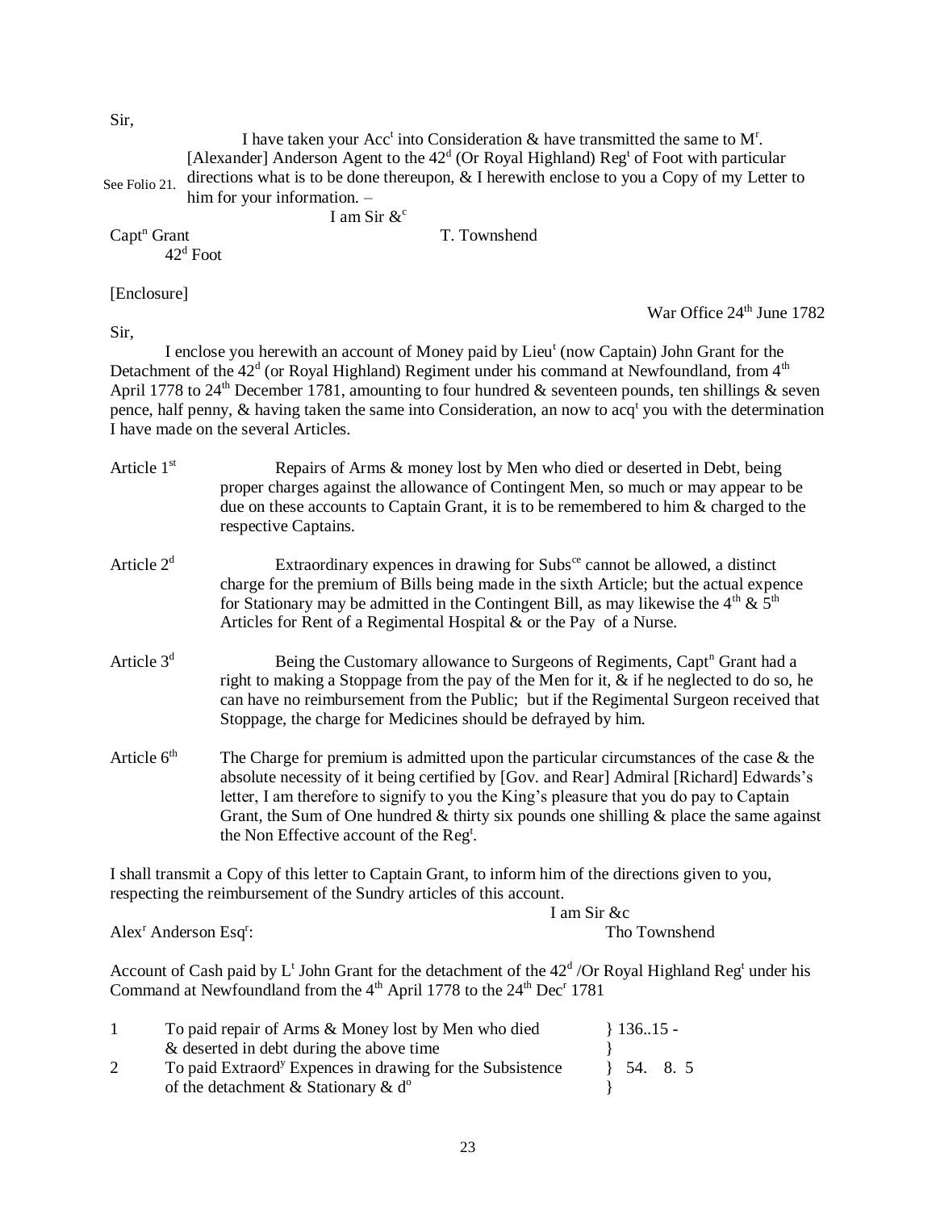Sir,

I have taken your Acc[t] into Consideration & have transmitted the same to M[r]. [Alexander] Anderson Agent to the 42[d] (Or Royal Highland) Reg[t] of Foot with particular directions what is to be done thereupon, & I herewith enclose to you a Copy of my Letter to him for your information. –

See Folio 21.

I am Sir &[c]

Capt[n] Grant
42[d] Foot

T. Townshend

[Enclosure]

War Office 24[th] June 1782

Sir,

I enclose you herewith an account of Money paid by Lieu[t] (now Captain) John Grant for the Detachment of the 42[d] (or Royal Highland) Regiment under his command at Newfoundland, from 4[th] April 1778 to 24[th] December 1781, amounting to four hundred & seventeen pounds, ten shillings & seven pence, half penny, & having taken the same into Consideration, an now to acq[t] you with the determination I have made on the several Articles.

Article 1[st] Repairs of Arms & money lost by Men who died or deserted in Debt, being proper charges against the allowance of Contingent Men, so much or may appear to be due on these accounts to Captain Grant, it is to be remembered to him & charged to the respective Captains.

Article 2[d] Extraordinary expences in drawing for Subs[ce] cannot be allowed, a distinct charge for the premium of Bills being made in the sixth Article; but the actual expence for Stationary may be admitted in the Contingent Bill, as may likewise the 4[th] & 5[th] Articles for Rent of a Regimental Hospital & or the Pay of a Nurse.

Article 3[d] Being the Customary allowance to Surgeons of Regiments, Capt[n] Grant had a right to making a Stoppage from the pay of the Men for it, & if he neglected to do so, he can have no reimbursement from the Public; but if the Regimental Surgeon received that Stoppage, the charge for Medicines should be defrayed by him.

Article 6[th] The Charge for premium is admitted upon the particular circumstances of the case & the absolute necessity of it being certified by [Gov. and Rear] Admiral [Richard] Edwards's letter, I am therefore to signify to you the King's pleasure that you do pay to Captain Grant, the Sum of One hundred & thirty six pounds one shilling & place the same against the Non Effective account of the Reg[t].

I shall transmit a Copy of this letter to Captain Grant, to inform him of the directions given to you, respecting the reimbursement of the Sundry articles of this account.

I am Sir &c

Alex[r] Anderson Esq[r]:

Tho Townshend

Account of Cash paid by L[t] John Grant for the detachment of the 42[d] /Or Royal Highland Reg[t] under his Command at Newfoundland from the 4[th] April 1778 to the 24[th] Dec[r] 1781

| | | |
|---|---|---|
| 1 | To paid repair of Arms & Money lost by Men who died & deserted in debt during the above time | } 136..15 - |
| 2 | To paid Extraord[y] Expences in drawing for the Subsistence of the detachment & Stationary & d[o] | } 54. 8. 5 |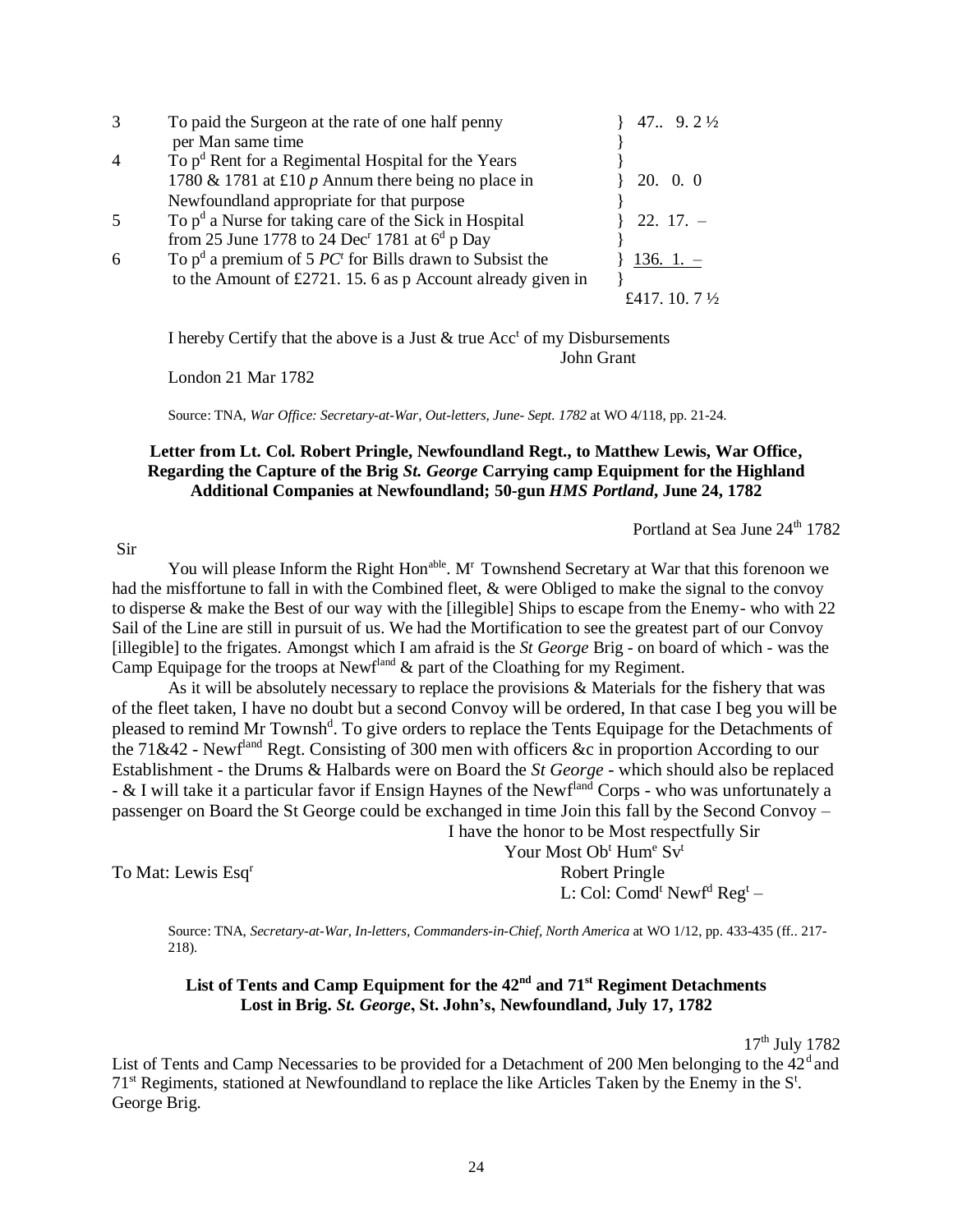| | | |
|---|---|---|
| 3 | To paid the Surgeon at the rate of one half penny per Man same time | } 47.. 9. 2 ½ |
| 4 | To p[d] Rent for a Regimental Hospital for the Years 1780 & 1781 at £10 *p* Annum there being no place in Newfoundland appropriate for that purpose | } 20. 0. 0 |
| 5 | To p[d] a Nurse for taking care of the Sick in Hospital from 25 June 1778 to 24 Dec[r] 1781 at 6[d] p Day | } 22. 17. – |
| 6 | To p[d] a premium of 5 *PC*[t] for Bills drawn to Subsist the to the Amount of £2721. 15. 6 as p Account already given in | } 136. 1. – |
| | | £417. 10. 7 ½ |

I hereby Certify that the above is a Just & true Acc[t] of my Disbursements
John Grant

London 21 Mar 1782

Source: TNA, *War Office: Secretary-at-War, Out-letters, June- Sept. 1782* at WO 4/118, pp. 21-24.

**Letter from Lt. Col. Robert Pringle, Newfoundland Regt., to Matthew Lewis, War Office, Regarding the Capture of the Brig *St. George* Carrying camp Equipment for the Highland Additional Companies at Newfoundland; 50-gun *HMS Portland*, June 24, 1782**

Portland at Sea June 24[th] 1782

Sir

You will please Inform the Right Hon[able]. M[r] Townshend Secretary at War that this forenoon we had the misffortune to fall in with the Combined fleet, & were Obliged to make the signal to the convoy to disperse & make the Best of our way with the [illegible] Ships to escape from the Enemy- who with 22 Sail of the Line are still in pursuit of us. We had the Mortification to see the greatest part of our Convoy [illegible] to the frigates. Amongst which I am afraid is the *St George* Brig - on board of which - was the Camp Equipage for the troops at Newf[land] & part of the Cloathing for my Regiment.

As it will be absolutely necessary to replace the provisions & Materials for the fishery that was of the fleet taken, I have no doubt but a second Convoy will be ordered, In that case I beg you will be pleased to remind Mr Townsh[d]. To give orders to replace the Tents Equipage for the Detachments of the 71&42 - Newf[land] Regt. Consisting of 300 men with officers &c in proportion According to our Establishment - the Drums & Halbards were on Board the *St George* - which should also be replaced - & I will take it a particular favor if Ensign Haynes of the Newf[land] Corps - who was unfortunately a passenger on Board the St George could be exchanged in time Join this fall by the Second Convoy –

I have the honor to be Most respectfully Sir
Your Most Ob[t] Hum[e] Sv[t]
Robert Pringle
L: Col: Comd[t] Newf[d] Reg[t] –

To Mat: Lewis Esq[r]

Source: TNA, *Secretary-at-War, In-letters, Commanders-in-Chief, North America* at WO 1/12, pp. 433-435 (ff.. 217-218).

**List of Tents and Camp Equipment for the 42[nd] and 71[st] Regiment Detachments Lost in Brig. *St. George*, St. John's, Newfoundland, July 17, 1782**

17[th] July 1782

List of Tents and Camp Necessaries to be provided for a Detachment of 200 Men belonging to the 42[d] and 71[st] Regiments, stationed at Newfoundland to replace the like Articles Taken by the Enemy in the S[t]. George Brig.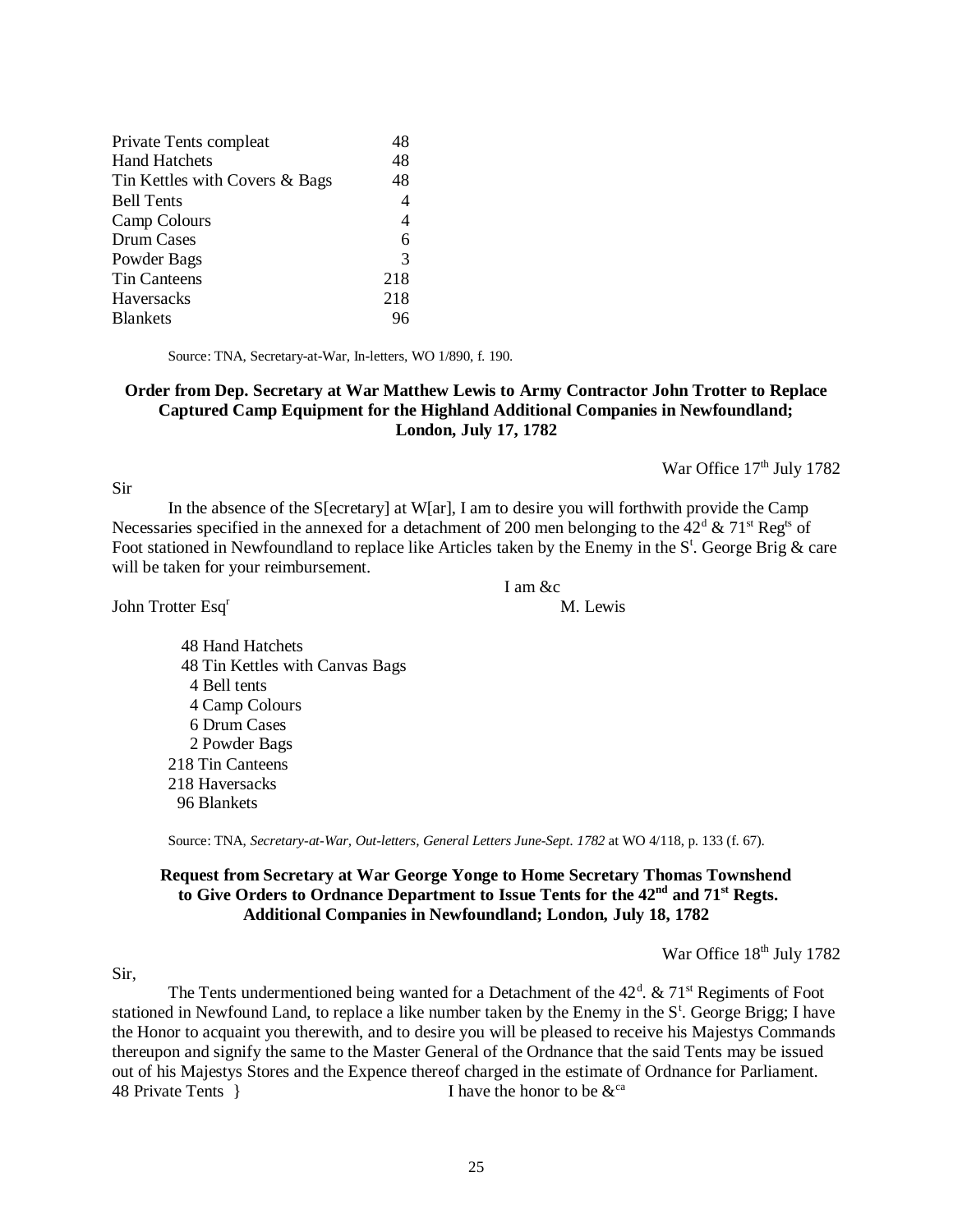| | |
|---|---|
| Private Tents compleat | 48 |
| Hand Hatchets | 48 |
| Tin Kettles with Covers & Bags | 48 |
| Bell Tents | 4 |
| Camp Colours | 4 |
| Drum Cases | 6 |
| Powder Bags | 3 |
| Tin Canteens | 218 |
| Haversacks | 218 |
| Blankets | 96 |

Source: TNA, Secretary-at-War, In-letters, WO 1/890, f. 190.

**Order from Dep. Secretary at War Matthew Lewis to Army Contractor John Trotter to Replace Captured Camp Equipment for the Highland Additional Companies in Newfoundland; London, July 17, 1782**

War Office 17th July 1782

Sir

In the absence of the S[ecretary] at W[ar], I am to desire you will forthwith provide the Camp Necessaries specified in the annexed for a detachment of 200 men belonging to the 42d & 71st Regts of Foot stationed in Newfoundland to replace like Articles taken by the Enemy in the St. George Brig & care will be taken for your reimbursement.

I am &c

John Trotter Esqr — M. Lewis

48 Hand Hatchets
48 Tin Kettles with Canvas Bags
4 Bell tents
4 Camp Colours
6 Drum Cases
2 Powder Bags
218 Tin Canteens
218 Haversacks
96 Blankets

Source: TNA, *Secretary-at-War, Out-letters, General Letters June-Sept. 1782* at WO 4/118, p. 133 (f. 67).

**Request from Secretary at War George Yonge to Home Secretary Thomas Townshend to Give Orders to Ordnance Department to Issue Tents for the 42nd and 71st Regts. Additional Companies in Newfoundland; London, July 18, 1782**

War Office 18th July 1782

Sir,

The Tents undermentioned being wanted for a Detachment of the 42d. & 71st Regiments of Foot stationed in Newfound Land, to replace a like number taken by the Enemy in the St. George Brigg; I have the Honor to acquaint you therewith, and to desire you will be pleased to receive his Majestys Commands thereupon and signify the same to the Master General of the Ordnance that the said Tents may be issued out of his Majestys Stores and the Expence thereof charged in the estimate of Ordnance for Parliament.

48 Private Tents } I have the honor to be &ca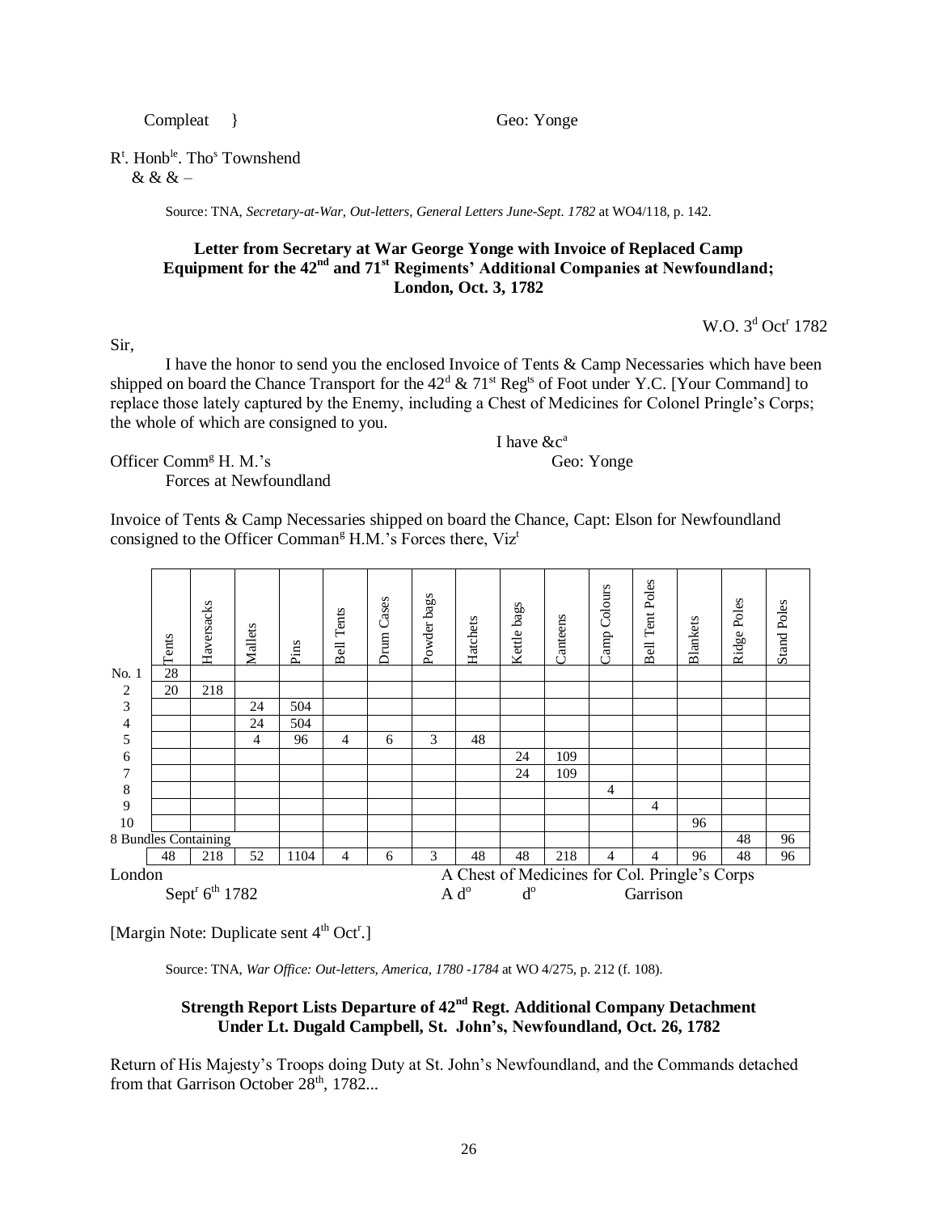Compleat } Geo: Yonge

R[t]. Honb[le]. Tho[s] Townshend
& & & –

Source: TNA, *Secretary-at-War, Out-letters, General Letters June-Sept. 1782* at WO4/118, p. 142.

**Letter from Secretary at War George Yonge with Invoice of Replaced Camp Equipment for the 42[nd] and 71[st] Regiments' Additional Companies at Newfoundland; London, Oct. 3, 1782**

W.O. 3[d] Oct[r] 1782

Sir,

I have the honor to send you the enclosed Invoice of Tents & Camp Necessaries which have been shipped on board the Chance Transport for the 42[d] & 71[st] Reg[ts] of Foot under Y.C. [Your Command] to replace those lately captured by the Enemy, including a Chest of Medicines for Colonel Pringle's Corps; the whole of which are consigned to you.

I have &c[a]

Officer Comm[g] H. M.'s Forces at Newfoundland

Geo: Yonge

Invoice of Tents & Camp Necessaries shipped on board the Chance, Capt: Elson for Newfoundland consigned to the Officer Comman[g] H.M.'s Forces there, Viz[t]

| | Tents | Haversacks | Mallets | Pins | Bell Tents | Drum Cases | Powder bags | Hatchets | Kettle bags | Canteens | Camp Colours | Bell Tent Poles | Blankets | Ridge Poles | Stand Poles |
|---|---|---|---|---|---|---|---|---|---|---|---|---|---|---|---|
| No. 1 | 28 | | | | | | | | | | | | | | |
| 2 | 20 | 218 | | | | | | | | | | | | | |
| 3 | | | 24 | 504 | | | | | | | | | | | |
| 4 | | | 24 | 504 | | | | | | | | | | | |
| 5 | | | 4 | 96 | 4 | 6 | 3 | 48 | | | | | | | |
| 6 | | | | | | | | | 24 | 109 | | | | | |
| 7 | | | | | | | | | 24 | 109 | | | | | |
| 8 | | | | | | | | | | | 4 | | | | |
| 9 | | | | | | | | | | | | 4 | | | |
| 10 | | | | | | | | | | | | | 96 | | |
| 8 Bundles Containing | | | | | | | | | | | | | | 48 | 96 |
| | 48 | 218 | 52 | 1104 | 4 | 6 | 3 | 48 | 48 | 218 | 4 | 4 | 96 | 48 | 96 |

London
Sept[r] 6[th] 1782

A Chest of Medicines for Col. Pringle's Corps
A d[o] d[o] Garrison

[Margin Note: Duplicate sent 4[th] Oct[r].]

Source: TNA, *War Office: Out-letters, America, 1780 -1784* at WO 4/275, p. 212 (f. 108).

**Strength Report Lists Departure of 42[nd] Regt. Additional Company Detachment Under Lt. Dugald Campbell, St. John's, Newfoundland, Oct. 26, 1782**

Return of His Majesty's Troops doing Duty at St. John's Newfoundland, and the Commands detached from that Garrison October 28[th], 1782...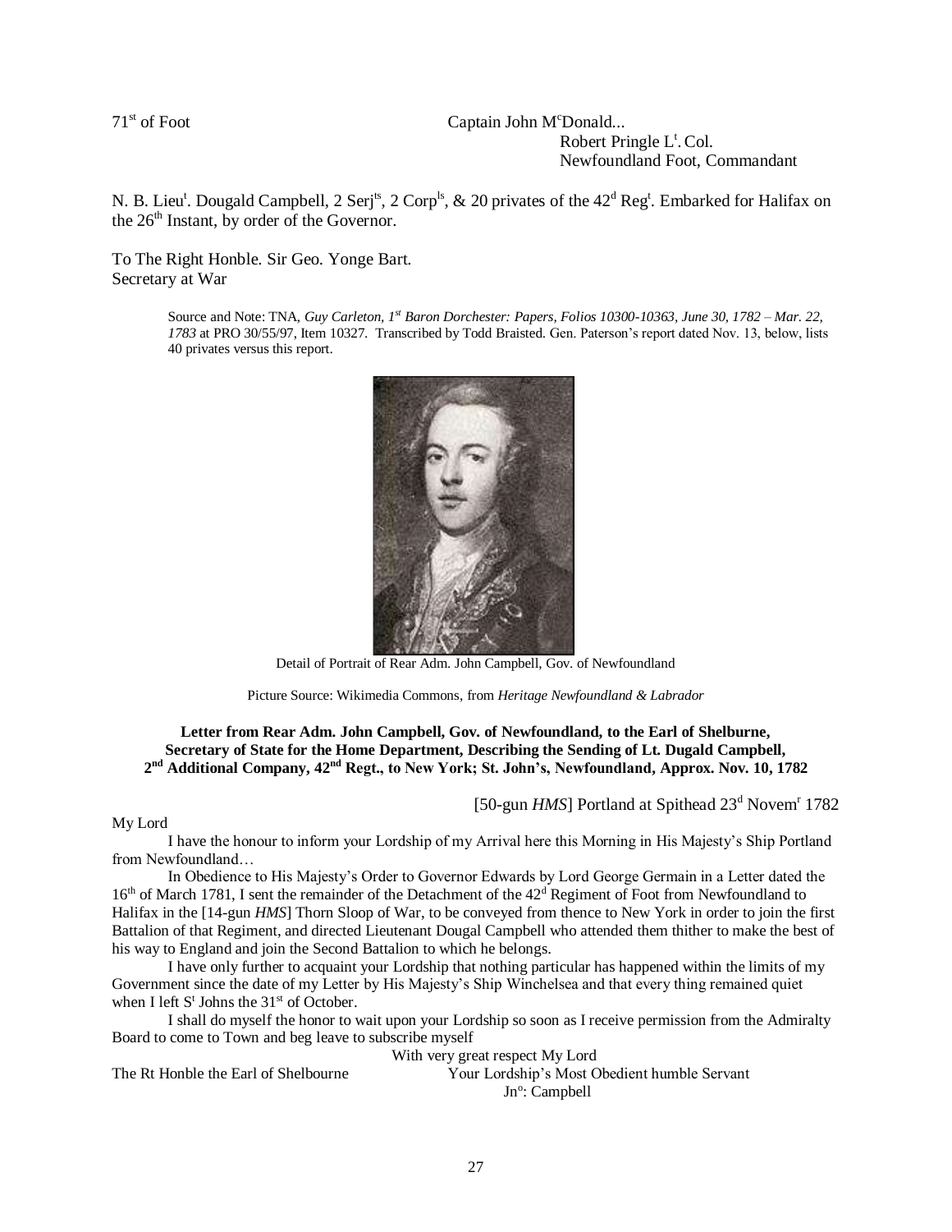71[st] of Foot Captain John M[c]Donald...

Robert Pringle L[t]. Col.
Newfoundland Foot, Commandant

N. B. Lieu[t]. Dougald Campbell, 2 Serj[ts], 2 Corp[ls], & 20 privates of the 42[d] Reg[t]. Embarked for Halifax on the 26[th] Instant, by order of the Governor.

To The Right Honble. Sir Geo. Yonge Bart.
Secretary at War

> Source and Note: TNA, *Guy Carleton, 1[st] Baron Dorchester: Papers, Folios 10300-10363, June 30, 1782 – Mar. 22, 1783* at PRO 30/55/97, Item 10327. Transcribed by Todd Braisted. Gen. Paterson's report dated Nov. 13, below, lists 40 privates versus this report.

Detail of Portrait of Rear Adm. John Campbell, Gov. of Newfoundland

Picture Source: Wikimedia Commons, from *Heritage Newfoundland & Labrador*

**Letter from Rear Adm. John Campbell, Gov. of Newfoundland, to the Earl of Shelburne, Secretary of State for the Home Department, Describing the Sending of Lt. Dugald Campbell, 2[nd] Additional Company, 42[nd] Regt., to New York; St. John's, Newfoundland, Approx. Nov. 10, 1782**

[50-gun *HMS*] Portland at Spithead 23[d] Novem[r] 1782

My Lord

I have the honour to inform your Lordship of my Arrival here this Morning in His Majesty's Ship Portland from Newfoundland…

In Obedience to His Majesty's Order to Governor Edwards by Lord George Germain in a Letter dated the 16[th] of March 1781, I sent the remainder of the Detachment of the 42[d] Regiment of Foot from Newfoundland to Halifax in the [14-gun *HMS*] Thorn Sloop of War, to be conveyed from thence to New York in order to join the first Battalion of that Regiment, and directed Lieutenant Dougal Campbell who attended them thither to make the best of his way to England and join the Second Battalion to which he belongs.

I have only further to acquaint your Lordship that nothing particular has happened within the limits of my Government since the date of my Letter by His Majesty's Ship Winchelsea and that every thing remained quiet when I left S[t] Johns the 31[st] of October.

I shall do myself the honor to wait upon your Lordship so soon as I receive permission from the Admiralty Board to come to Town and beg leave to subscribe myself

With very great respect My Lord

The Rt Honble the Earl of Shelbourne Your Lordship's Most Obedient humble Servant

Jn[o]: Campbell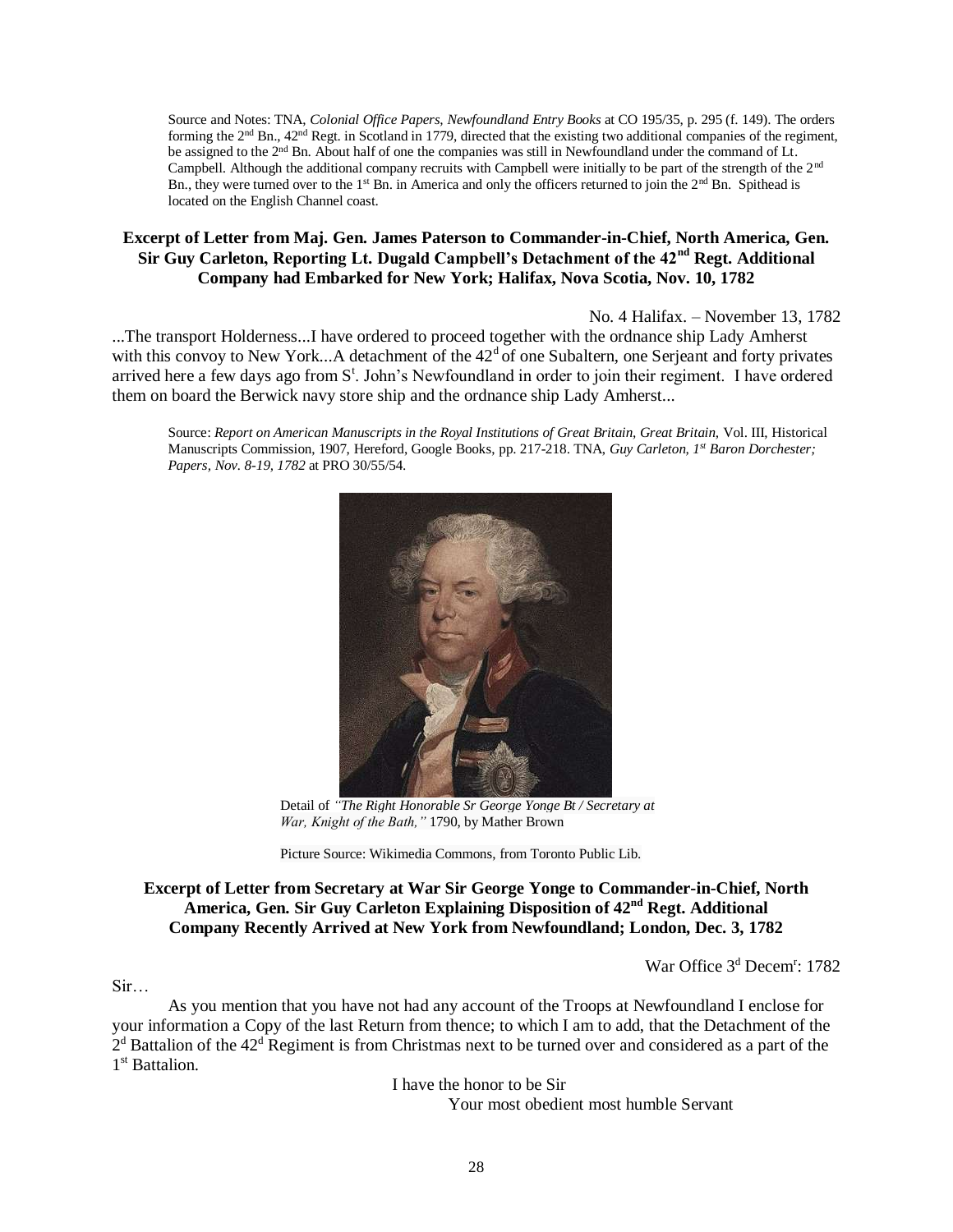Source and Notes: TNA, *Colonial Office Papers, Newfoundland Entry Books* at CO 195/35, p. 295 (f. 149). The orders forming the 2nd Bn., 42nd Regt. in Scotland in 1779, directed that the existing two additional companies of the regiment, be assigned to the 2nd Bn. About half of one the companies was still in Newfoundland under the command of Lt. Campbell. Although the additional company recruits with Campbell were initially to be part of the strength of the 2nd Bn., they were turned over to the 1st Bn. in America and only the officers returned to join the 2nd Bn. Spithead is located on the English Channel coast.

### Excerpt of Letter from Maj. Gen. James Paterson to Commander-in-Chief, North America, Gen. Sir Guy Carleton, Reporting Lt. Dugald Campbell's Detachment of the 42nd Regt. Additional Company had Embarked for New York; Halifax, Nova Scotia, Nov. 10, 1782

No. 4 Halifax. – November 13, 1782

...The transport Holderness...I have ordered to proceed together with the ordnance ship Lady Amherst with this convoy to New York...A detachment of the 42d of one Subaltern, one Serjeant and forty privates arrived here a few days ago from St. John's Newfoundland in order to join their regiment. I have ordered them on board the Berwick navy store ship and the ordnance ship Lady Amherst...

Source: *Report on American Manuscripts in the Royal Institutions of Great Britain, Great Britain,* Vol. III, Historical Manuscripts Commission, 1907, Hereford, Google Books, pp. 217-218. TNA, *Guy Carleton, 1st Baron Dorchester; Papers, Nov. 8-19, 1782* at PRO 30/55/54.

Detail of *"The Right Honorable Sr George Yonge Bt / Secretary at War, Knight of the Bath,"* 1790, by Mather Brown

Picture Source: Wikimedia Commons, from Toronto Public Lib.

### Excerpt of Letter from Secretary at War Sir George Yonge to Commander-in-Chief, North America, Gen. Sir Guy Carleton Explaining Disposition of 42nd Regt. Additional Company Recently Arrived at New York from Newfoundland; London, Dec. 3, 1782

War Office 3d Decemr: 1782

Sir…

As you mention that you have not had any account of the Troops at Newfoundland I enclose for your information a Copy of the last Return from thence; to which I am to add, that the Detachment of the 2d Battalion of the 42d Regiment is from Christmas next to be turned over and considered as a part of the 1st Battalion.

I have the honor to be Sir

Your most obedient most humble Servant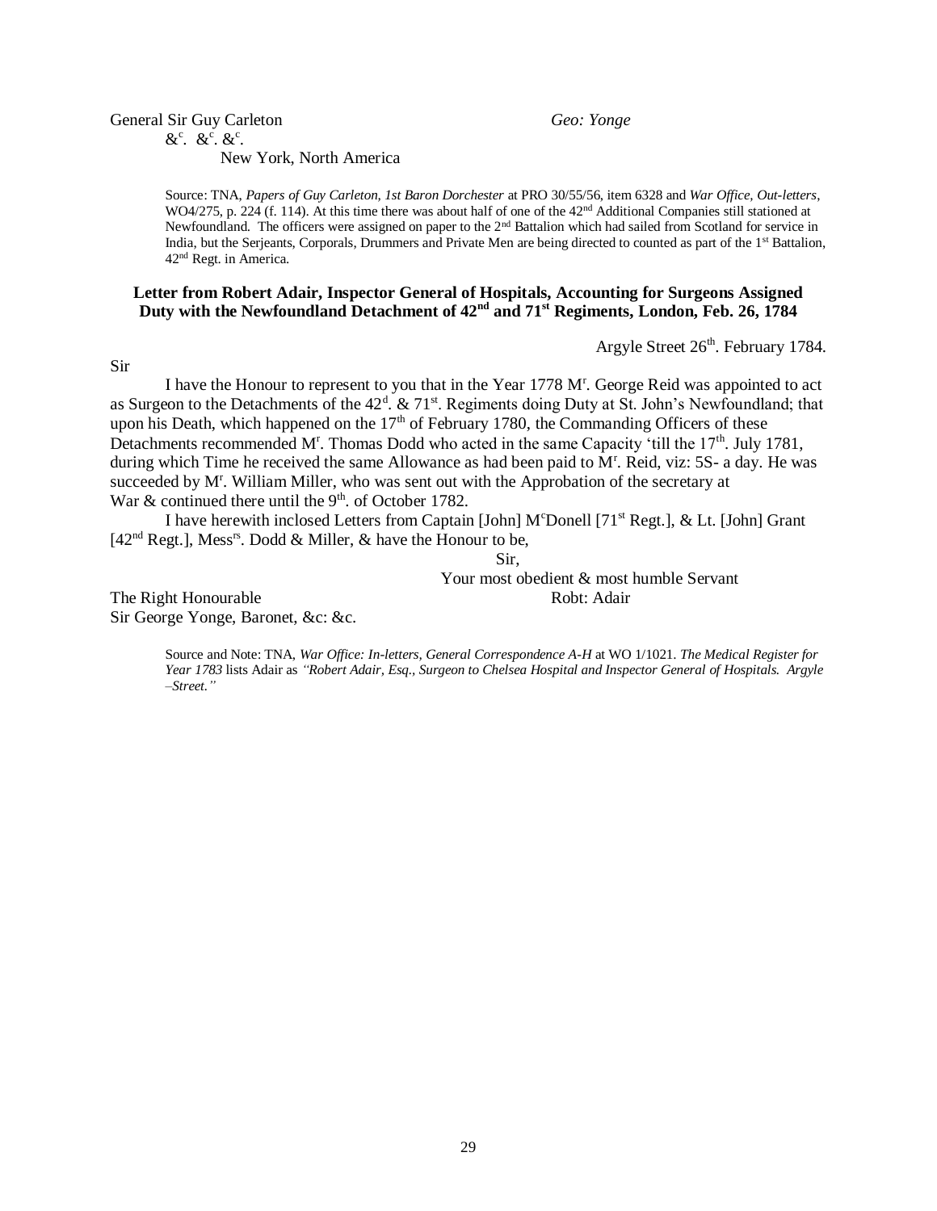General Sir Guy Carleton                                                    *Geo: Yonge*
&c. &c. &c.
New York, North America

Source: TNA, *Papers of Guy Carleton, 1st Baron Dorchester* at PRO 30/55/56, item 6328 and *War Office, Out-letters*, WO4/275, p. 224 (f. 114). At this time there was about half of one of the 42nd Additional Companies still stationed at Newfoundland. The officers were assigned on paper to the 2nd Battalion which had sailed from Scotland for service in India, but the Serjeants, Corporals, Drummers and Private Men are being directed to counted as part of the 1st Battalion, 42nd Regt. in America.

### Letter from Robert Adair, Inspector General of Hospitals, Accounting for Surgeons Assigned Duty with the Newfoundland Detachment of 42nd and 71st Regiments, London, Feb. 26, 1784

Argyle Street 26th. February 1784.

Sir

I have the Honour to represent to you that in the Year 1778 Mr. George Reid was appointed to act as Surgeon to the Detachments of the 42d. & 71st. Regiments doing Duty at St. John's Newfoundland; that upon his Death, which happened on the 17th of February 1780, the Commanding Officers of these Detachments recommended Mr. Thomas Dodd who acted in the same Capacity 'till the 17th. July 1781, during which Time he received the same Allowance as had been paid to Mr. Reid, viz: 5S- a day. He was succeeded by Mr. William Miller, who was sent out with the Approbation of the secretary at War & continued there until the 9th. of October 1782.

I have herewith inclosed Letters from Captain [John] McDonell [71st Regt.], & Lt. [John] Grant [42nd Regt.], Messrs. Dodd & Miller, & have the Honour to be,

Sir,
Your most obedient & most humble Servant
Robt: Adair

The Right Honourable
Sir George Yonge, Baronet, &c: &c.

Source and Note: TNA, *War Office: In-letters, General Correspondence A-H* at WO 1/1021. *The Medical Register for Year 1783* lists Adair as *"Robert Adair, Esq., Surgeon to Chelsea Hospital and Inspector General of Hospitals. Argyle –Street."*